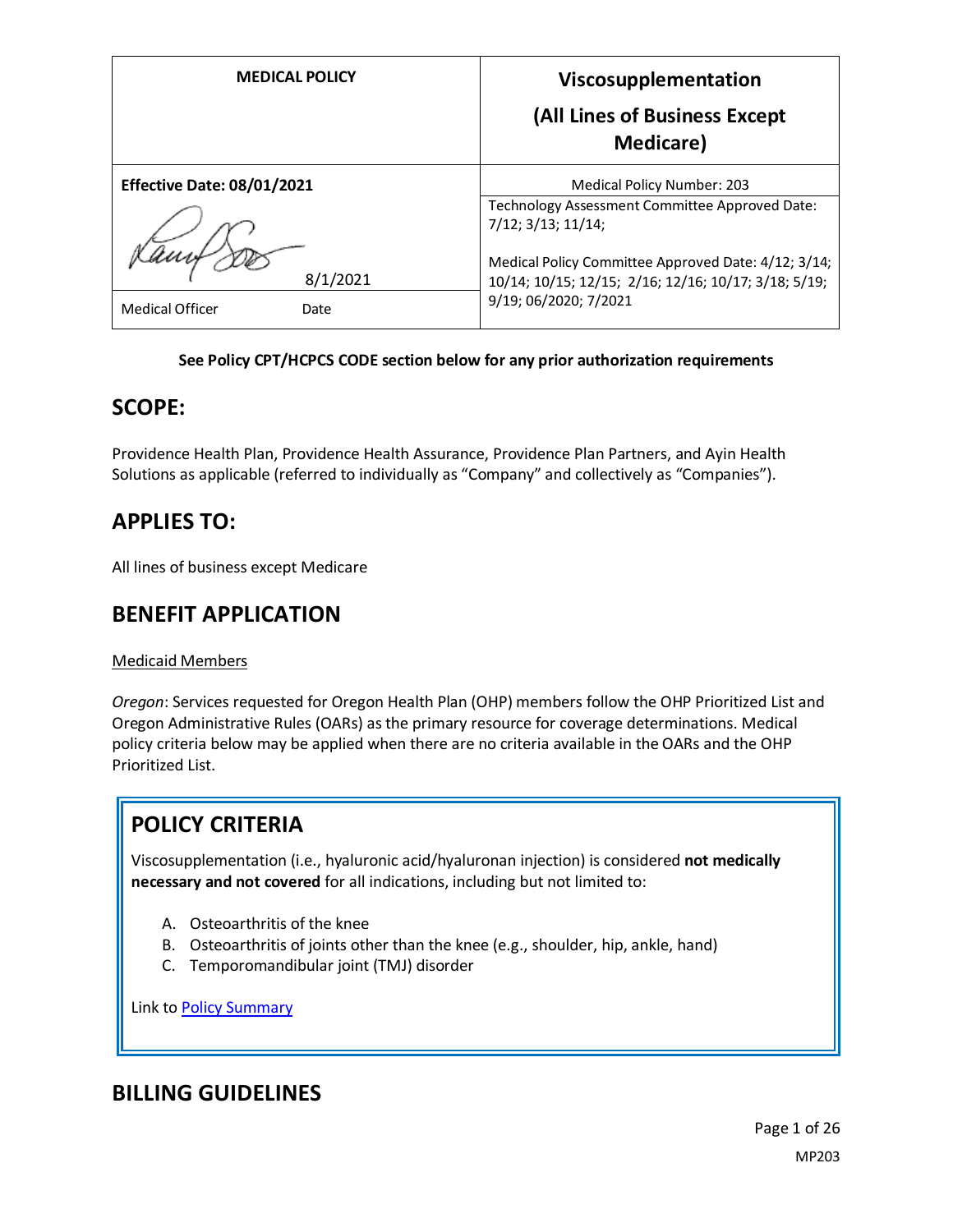| MEDICAL POLICY | Viscosupplementation (All Lines of Business Except Medicare) |
|---|---|
| **Effective Date: 08/01/2021** | Medical Policy Number: 203 |
| 8/1/2021 | Technology Assessment Committee Approved Date: 7/12; 3/13; 11/14; Medical Policy Committee Approved Date: 4/12; 3/14; 10/14; 10/15; 12/15; 2/16; 12/16; 10/17; 3/18; 5/19; 9/19; 06/2020; 7/2021 |
| Medical Officer Date | |

**See Policy CPT/HCPCS CODE section below for any prior authorization requirements**

## SCOPE:

Providence Health Plan, Providence Health Assurance, Providence Plan Partners, and Ayin Health Solutions as applicable (referred to individually as "Company" and collectively as "Companies").

## APPLIES TO:

All lines of business except Medicare

## BENEFIT APPLICATION

Medicaid Members

*Oregon*: Services requested for Oregon Health Plan (OHP) members follow the OHP Prioritized List and Oregon Administrative Rules (OARs) as the primary resource for coverage determinations. Medical policy criteria below may be applied when there are no criteria available in the OARs and the OHP Prioritized List.

## POLICY CRITERIA

Viscosupplementation (i.e., hyaluronic acid/hyaluronan injection) is considered **not medically necessary and not covered** for all indications, including but not limited to:

A. Osteoarthritis of the knee
B. Osteoarthritis of joints other than the knee (e.g., shoulder, hip, ankle, hand)
C. Temporomandibular joint (TMJ) disorder

Link to Policy Summary

## BILLING GUIDELINES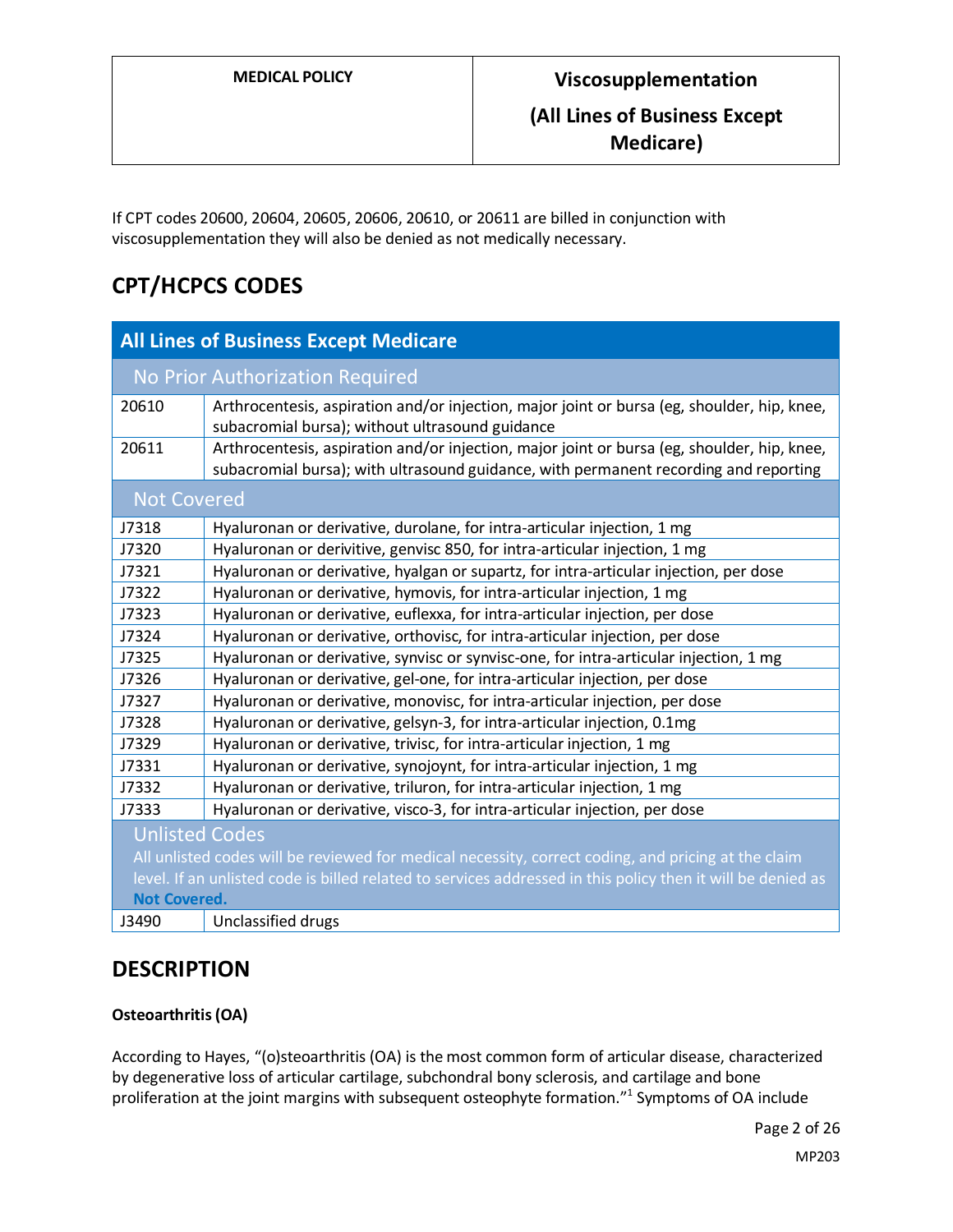If CPT codes 20600, 20604, 20605, 20606, 20610, or 20611 are billed in conjunction with viscosupplementation they will also be denied as not medically necessary.

## CPT/HCPCS CODES

| All Lines of Business Except Medicare | |
|---|---|
| **No Prior Authorization Required** | |
| 20610 | Arthrocentesis, aspiration and/or injection, major joint or bursa (eg, shoulder, hip, knee, subacromial bursa); without ultrasound guidance |
| 20611 | Arthrocentesis, aspiration and/or injection, major joint or bursa (eg, shoulder, hip, knee, subacromial bursa); with ultrasound guidance, with permanent recording and reporting |
| **Not Covered** | |
| J7318 | Hyaluronan or derivative, durolane, for intra-articular injection, 1 mg |
| J7320 | Hyaluronan or derivitive, genvisc 850, for intra-articular injection, 1 mg |
| J7321 | Hyaluronan or derivative, hyalgan or supartz, for intra-articular injection, per dose |
| J7322 | Hyaluronan or derivative, hymovis, for intra-articular injection, 1 mg |
| J7323 | Hyaluronan or derivative, euflexxa, for intra-articular injection, per dose |
| J7324 | Hyaluronan or derivative, orthovisc, for intra-articular injection, per dose |
| J7325 | Hyaluronan or derivative, synvisc or synvisc-one, for intra-articular injection, 1 mg |
| J7326 | Hyaluronan or derivative, gel-one, for intra-articular injection, per dose |
| J7327 | Hyaluronan or derivative, monovisc, for intra-articular injection, per dose |
| J7328 | Hyaluronan or derivative, gelsyn-3, for intra-articular injection, 0.1mg |
| J7329 | Hyaluronan or derivative, trivisc, for intra-articular injection, 1 mg |
| J7331 | Hyaluronan or derivative, synojoynt, for intra-articular injection, 1 mg |
| J7332 | Hyaluronan or derivative, triluron, for intra-articular injection, 1 mg |
| J7333 | Hyaluronan or derivative, visco-3, for intra-articular injection, per dose |
| **Unlisted Codes** All unlisted codes will be reviewed for medical necessity, correct coding, and pricing at the claim level. If an unlisted code is billed related to services addressed in this policy then it will be denied as **Not Covered.** | |
| J3490 | Unclassified drugs |

## DESCRIPTION

**Osteoarthritis (OA)**

According to Hayes, "(o)steoarthritis (OA) is the most common form of articular disease, characterized by degenerative loss of articular cartilage, subchondral bony sclerosis, and cartilage and bone proliferation at the joint margins with subsequent osteophyte formation."[1] Symptoms of OA include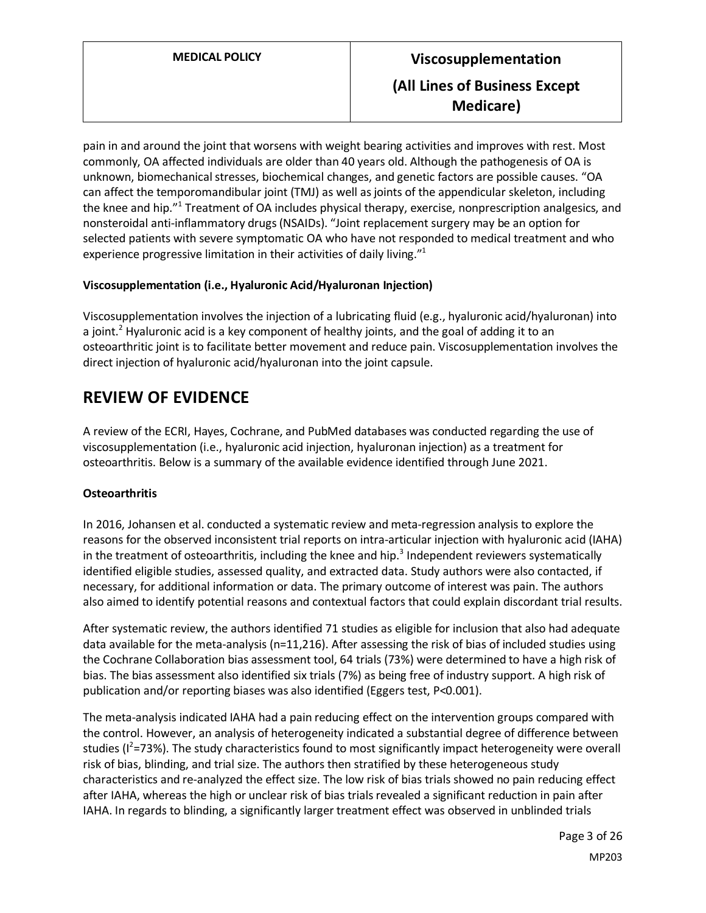pain in and around the joint that worsens with weight bearing activities and improves with rest. Most commonly, OA affected individuals are older than 40 years old. Although the pathogenesis of OA is unknown, biomechanical stresses, biochemical changes, and genetic factors are possible causes. "OA can affect the temporomandibular joint (TMJ) as well as joints of the appendicular skeleton, including the knee and hip."[1] Treatment of OA includes physical therapy, exercise, nonprescription analgesics, and nonsteroidal anti-inflammatory drugs (NSAIDs). "Joint replacement surgery may be an option for selected patients with severe symptomatic OA who have not responded to medical treatment and who experience progressive limitation in their activities of daily living."[1]

**Viscosupplementation (i.e., Hyaluronic Acid/Hyaluronan Injection)**

Viscosupplementation involves the injection of a lubricating fluid (e.g., hyaluronic acid/hyaluronan) into a joint.[2] Hyaluronic acid is a key component of healthy joints, and the goal of adding it to an osteoarthritic joint is to facilitate better movement and reduce pain. Viscosupplementation involves the direct injection of hyaluronic acid/hyaluronan into the joint capsule.

## REVIEW OF EVIDENCE

A review of the ECRI, Hayes, Cochrane, and PubMed databases was conducted regarding the use of viscosupplementation (i.e., hyaluronic acid injection, hyaluronan injection) as a treatment for osteoarthritis. Below is a summary of the available evidence identified through June 2021.

**Osteoarthritis**

In 2016, Johansen et al. conducted a systematic review and meta-regression analysis to explore the reasons for the observed inconsistent trial reports on intra-articular injection with hyaluronic acid (IAHA) in the treatment of osteoarthritis, including the knee and hip.[3] Independent reviewers systematically identified eligible studies, assessed quality, and extracted data. Study authors were also contacted, if necessary, for additional information or data. The primary outcome of interest was pain. The authors also aimed to identify potential reasons and contextual factors that could explain discordant trial results.

After systematic review, the authors identified 71 studies as eligible for inclusion that also had adequate data available for the meta-analysis (n=11,216). After assessing the risk of bias of included studies using the Cochrane Collaboration bias assessment tool, 64 trials (73%) were determined to have a high risk of bias. The bias assessment also identified six trials (7%) as being free of industry support. A high risk of publication and/or reporting biases was also identified (Eggers test, $P<0.001$).

The meta-analysis indicated IAHA had a pain reducing effect on the intervention groups compared with the control. However, an analysis of heterogeneity indicated a substantial degree of difference between studies ($I^2=73\%$). The study characteristics found to most significantly impact heterogeneity were overall risk of bias, blinding, and trial size. The authors then stratified by these heterogeneous study characteristics and re-analyzed the effect size. The low risk of bias trials showed no pain reducing effect after IAHA, whereas the high or unclear risk of bias trials revealed a significant reduction in pain after IAHA. In regards to blinding, a significantly larger treatment effect was observed in unblinded trials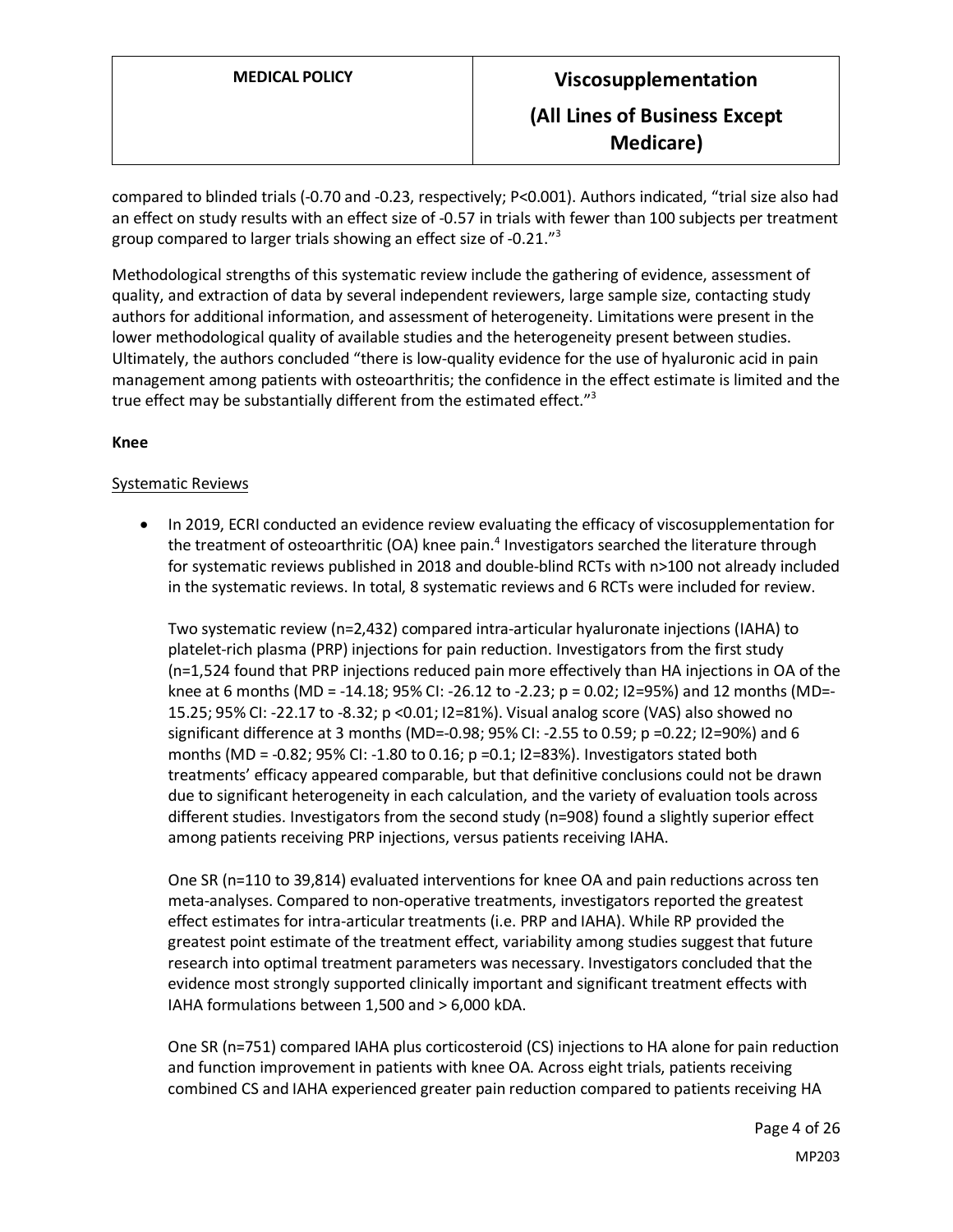compared to blinded trials (-0.70 and -0.23, respectively; P<0.001). Authors indicated, "trial size also had an effect on study results with an effect size of -0.57 in trials with fewer than 100 subjects per treatment group compared to larger trials showing an effect size of -0.21."[3]

Methodological strengths of this systematic review include the gathering of evidence, assessment of quality, and extraction of data by several independent reviewers, large sample size, contacting study authors for additional information, and assessment of heterogeneity. Limitations were present in the lower methodological quality of available studies and the heterogeneity present between studies. Ultimately, the authors concluded "there is low-quality evidence for the use of hyaluronic acid in pain management among patients with osteoarthritis; the confidence in the effect estimate is limited and the true effect may be substantially different from the estimated effect."[3]

**Knee**

Systematic Reviews

- In 2019, ECRI conducted an evidence review evaluating the efficacy of viscosupplementation for the treatment of osteoarthritic (OA) knee pain.[4] Investigators searched the literature through for systematic reviews published in 2018 and double-blind RCTs with n>100 not already included in the systematic reviews. In total, 8 systematic reviews and 6 RCTs were included for review.

  Two systematic review (n=2,432) compared intra-articular hyaluronate injections (IAHA) to platelet-rich plasma (PRP) injections for pain reduction. Investigators from the first study (n=1,524 found that PRP injections reduced pain more effectively than HA injections in OA of the knee at 6 months (MD = -14.18; 95% CI: -26.12 to -2.23; p = 0.02; I2=95%) and 12 months (MD=-15.25; 95% CI: -22.17 to -8.32; p <0.01; I2=81%). Visual analog score (VAS) also showed no significant difference at 3 months (MD=-0.98; 95% CI: -2.55 to 0.59; p =0.22; I2=90%) and 6 months (MD = -0.82; 95% CI: -1.80 to 0.16; p =0.1; I2=83%). Investigators stated both treatments' efficacy appeared comparable, but that definitive conclusions could not be drawn due to significant heterogeneity in each calculation, and the variety of evaluation tools across different studies. Investigators from the second study (n=908) found a slightly superior effect among patients receiving PRP injections, versus patients receiving IAHA.

  One SR (n=110 to 39,814) evaluated interventions for knee OA and pain reductions across ten meta-analyses. Compared to non-operative treatments, investigators reported the greatest effect estimates for intra-articular treatments (i.e. PRP and IAHA). While RP provided the greatest point estimate of the treatment effect, variability among studies suggest that future research into optimal treatment parameters was necessary. Investigators concluded that the evidence most strongly supported clinically important and significant treatment effects with IAHA formulations between 1,500 and > 6,000 kDA.

  One SR (n=751) compared IAHA plus corticosteroid (CS) injections to HA alone for pain reduction and function improvement in patients with knee OA. Across eight trials, patients receiving combined CS and IAHA experienced greater pain reduction compared to patients receiving HA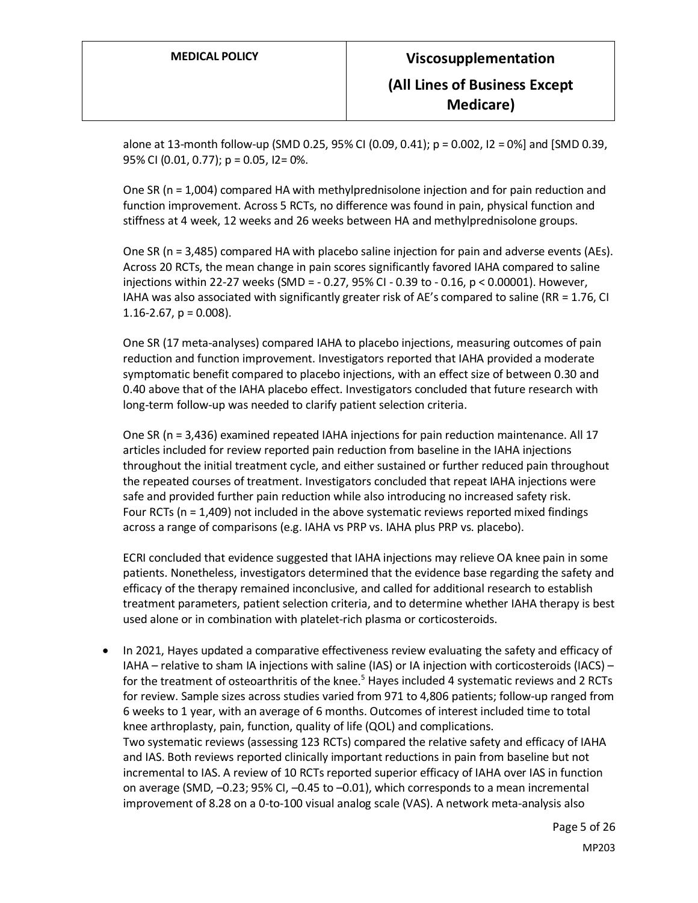alone at 13-month follow-up (SMD 0.25, 95% CI (0.09, 0.41); $p = 0.002$, $I2 = 0\%$] and [SMD 0.39, 95% CI (0.01, 0.77); $p = 0.05$, $I2 = 0\%$.

One SR (n = 1,004) compared HA with methylprednisolone injection and for pain reduction and function improvement. Across 5 RCTs, no difference was found in pain, physical function and stiffness at 4 week, 12 weeks and 26 weeks between HA and methylprednisolone groups.

One SR (n = 3,485) compared HA with placebo saline injection for pain and adverse events (AEs). Across 20 RCTs, the mean change in pain scores significantly favored IAHA compared to saline injections within 22-27 weeks (SMD = - 0.27, 95% CI - 0.39 to - 0.16, $p < 0.00001$). However, IAHA was also associated with significantly greater risk of AE's compared to saline (RR = 1.76, CI 1.16-2.67, $p = 0.008$).

One SR (17 meta-analyses) compared IAHA to placebo injections, measuring outcomes of pain reduction and function improvement. Investigators reported that IAHA provided a moderate symptomatic benefit compared to placebo injections, with an effect size of between 0.30 and 0.40 above that of the IAHA placebo effect. Investigators concluded that future research with long-term follow-up was needed to clarify patient selection criteria.

One SR (n = 3,436) examined repeated IAHA injections for pain reduction maintenance. All 17 articles included for review reported pain reduction from baseline in the IAHA injections throughout the initial treatment cycle, and either sustained or further reduced pain throughout the repeated courses of treatment. Investigators concluded that repeat IAHA injections were safe and provided further pain reduction while also introducing no increased safety risk.
Four RCTs (n = 1,409) not included in the above systematic reviews reported mixed findings across a range of comparisons (e.g. IAHA vs PRP vs. IAHA plus PRP vs. placebo).

ECRI concluded that evidence suggested that IAHA injections may relieve OA knee pain in some patients. Nonetheless, investigators determined that the evidence base regarding the safety and efficacy of the therapy remained inconclusive, and called for additional research to establish treatment parameters, patient selection criteria, and to determine whether IAHA therapy is best used alone or in combination with platelet-rich plasma or corticosteroids.

- In 2021, Hayes updated a comparative effectiveness review evaluating the safety and efficacy of IAHA – relative to sham IA injections with saline (IAS) or IA injection with corticosteroids (IACS) – for the treatment of osteoarthritis of the knee.[5] Hayes included 4 systematic reviews and 2 RCTs for review. Sample sizes across studies varied from 971 to 4,806 patients; follow-up ranged from 6 weeks to 1 year, with an average of 6 months. Outcomes of interest included time to total knee arthroplasty, pain, function, quality of life (QOL) and complications.
Two systematic reviews (assessing 123 RCTs) compared the relative safety and efficacy of IAHA and IAS. Both reviews reported clinically important reductions in pain from baseline but not incremental to IAS. A review of 10 RCTs reported superior efficacy of IAHA over IAS in function on average (SMD, –0.23; 95% CI, –0.45 to –0.01), which corresponds to a mean incremental improvement of 8.28 on a 0-to-100 visual analog scale (VAS). A network meta-analysis also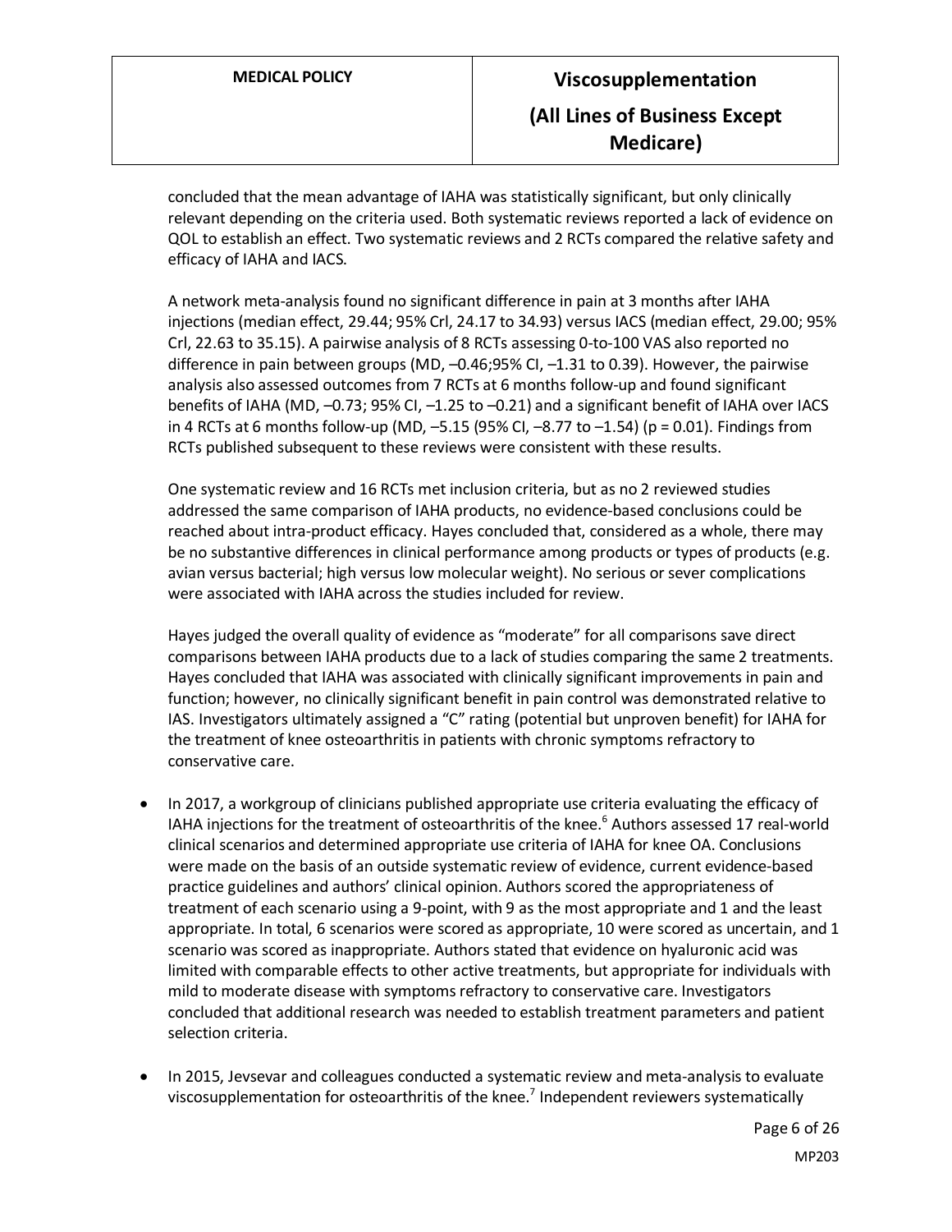concluded that the mean advantage of IAHA was statistically significant, but only clinically relevant depending on the criteria used. Both systematic reviews reported a lack of evidence on QOL to establish an effect. Two systematic reviews and 2 RCTs compared the relative safety and efficacy of IAHA and IACS.

A network meta-analysis found no significant difference in pain at 3 months after IAHA injections (median effect, 29.44; 95% Crl, 24.17 to 34.93) versus IACS (median effect, 29.00; 95% Crl, 22.63 to 35.15). A pairwise analysis of 8 RCTs assessing 0-to-100 VAS also reported no difference in pain between groups (MD, –0.46;95% CI, –1.31 to 0.39). However, the pairwise analysis also assessed outcomes from 7 RCTs at 6 months follow-up and found significant benefits of IAHA (MD, –0.73; 95% CI, –1.25 to –0.21) and a significant benefit of IAHA over IACS in 4 RCTs at 6 months follow-up (MD, –5.15 (95% CI, –8.77 to –1.54) ($p = 0.01$). Findings from RCTs published subsequent to these reviews were consistent with these results.

One systematic review and 16 RCTs met inclusion criteria, but as no 2 reviewed studies addressed the same comparison of IAHA products, no evidence-based conclusions could be reached about intra-product efficacy. Hayes concluded that, considered as a whole, there may be no substantive differences in clinical performance among products or types of products (e.g. avian versus bacterial; high versus low molecular weight). No serious or sever complications were associated with IAHA across the studies included for review.

Hayes judged the overall quality of evidence as "moderate" for all comparisons save direct comparisons between IAHA products due to a lack of studies comparing the same 2 treatments. Hayes concluded that IAHA was associated with clinically significant improvements in pain and function; however, no clinically significant benefit in pain control was demonstrated relative to IAS. Investigators ultimately assigned a "C" rating (potential but unproven benefit) for IAHA for the treatment of knee osteoarthritis in patients with chronic symptoms refractory to conservative care.

- In 2017, a workgroup of clinicians published appropriate use criteria evaluating the efficacy of IAHA injections for the treatment of osteoarthritis of the knee.[6] Authors assessed 17 real-world clinical scenarios and determined appropriate use criteria of IAHA for knee OA. Conclusions were made on the basis of an outside systematic review of evidence, current evidence-based practice guidelines and authors' clinical opinion. Authors scored the appropriateness of treatment of each scenario using a 9-point, with 9 as the most appropriate and 1 and the least appropriate. In total, 6 scenarios were scored as appropriate, 10 were scored as uncertain, and 1 scenario was scored as inappropriate. Authors stated that evidence on hyaluronic acid was limited with comparable effects to other active treatments, but appropriate for individuals with mild to moderate disease with symptoms refractory to conservative care. Investigators concluded that additional research was needed to establish treatment parameters and patient selection criteria.

- In 2015, Jevsevar and colleagues conducted a systematic review and meta-analysis to evaluate viscosupplementation for osteoarthritis of the knee.[7] Independent reviewers systematically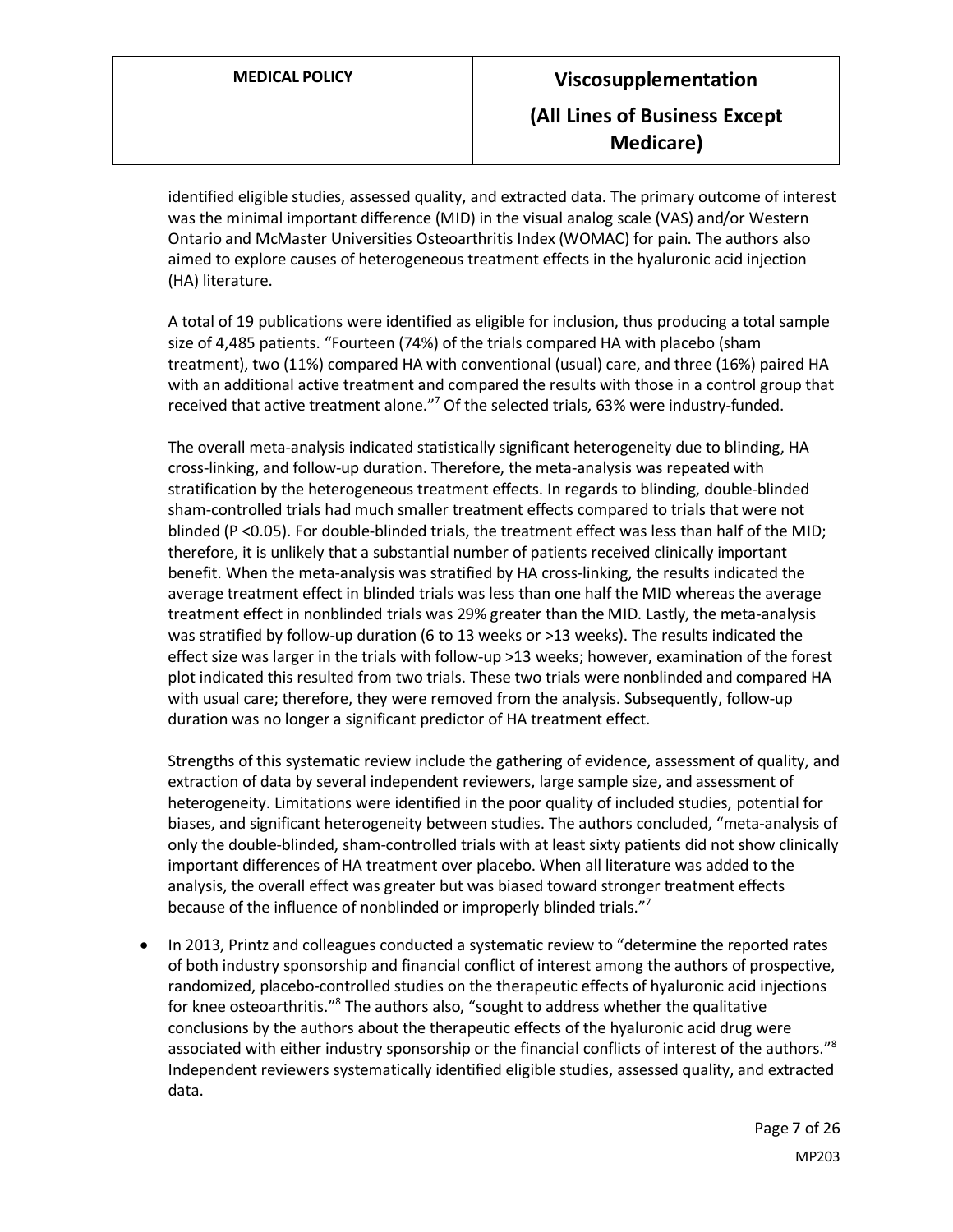identified eligible studies, assessed quality, and extracted data. The primary outcome of interest was the minimal important difference (MID) in the visual analog scale (VAS) and/or Western Ontario and McMaster Universities Osteoarthritis Index (WOMAC) for pain. The authors also aimed to explore causes of heterogeneous treatment effects in the hyaluronic acid injection (HA) literature.

A total of 19 publications were identified as eligible for inclusion, thus producing a total sample size of 4,485 patients. "Fourteen (74%) of the trials compared HA with placebo (sham treatment), two (11%) compared HA with conventional (usual) care, and three (16%) paired HA with an additional active treatment and compared the results with those in a control group that received that active treatment alone."[7] Of the selected trials, 63% were industry-funded.

The overall meta-analysis indicated statistically significant heterogeneity due to blinding, HA cross-linking, and follow-up duration. Therefore, the meta-analysis was repeated with stratification by the heterogeneous treatment effects. In regards to blinding, double-blinded sham-controlled trials had much smaller treatment effects compared to trials that were not blinded ($P < 0.05$). For double-blinded trials, the treatment effect was less than half of the MID; therefore, it is unlikely that a substantial number of patients received clinically important benefit. When the meta-analysis was stratified by HA cross-linking, the results indicated the average treatment effect in blinded trials was less than one half the MID whereas the average treatment effect in nonblinded trials was 29% greater than the MID. Lastly, the meta-analysis was stratified by follow-up duration (6 to 13 weeks or >13 weeks). The results indicated the effect size was larger in the trials with follow-up >13 weeks; however, examination of the forest plot indicated this resulted from two trials. These two trials were nonblinded and compared HA with usual care; therefore, they were removed from the analysis. Subsequently, follow-up duration was no longer a significant predictor of HA treatment effect.

Strengths of this systematic review include the gathering of evidence, assessment of quality, and extraction of data by several independent reviewers, large sample size, and assessment of heterogeneity. Limitations were identified in the poor quality of included studies, potential for biases, and significant heterogeneity between studies. The authors concluded, "meta-analysis of only the double-blinded, sham-controlled trials with at least sixty patients did not show clinically important differences of HA treatment over placebo. When all literature was added to the analysis, the overall effect was greater but was biased toward stronger treatment effects because of the influence of nonblinded or improperly blinded trials."[7]

- In 2013, Printz and colleagues conducted a systematic review to "determine the reported rates of both industry sponsorship and financial conflict of interest among the authors of prospective, randomized, placebo-controlled studies on the therapeutic effects of hyaluronic acid injections for knee osteoarthritis."[8] The authors also, "sought to address whether the qualitative conclusions by the authors about the therapeutic effects of the hyaluronic acid drug were associated with either industry sponsorship or the financial conflicts of interest of the authors."[8] Independent reviewers systematically identified eligible studies, assessed quality, and extracted data.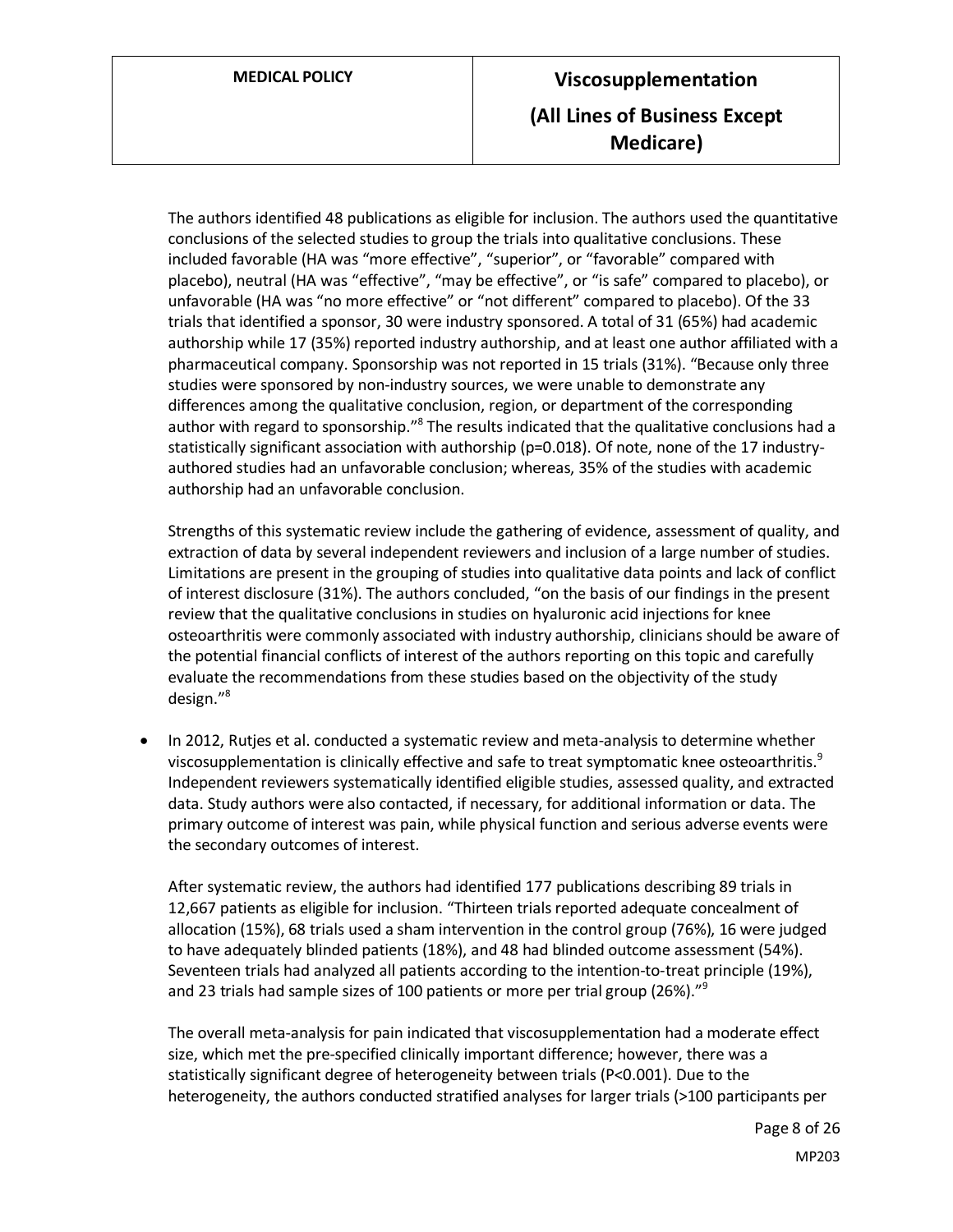The authors identified 48 publications as eligible for inclusion. The authors used the quantitative conclusions of the selected studies to group the trials into qualitative conclusions. These included favorable (HA was "more effective", "superior", or "favorable" compared with placebo), neutral (HA was "effective", "may be effective", or "is safe" compared to placebo), or unfavorable (HA was "no more effective" or "not different" compared to placebo). Of the 33 trials that identified a sponsor, 30 were industry sponsored. A total of 31 (65%) had academic authorship while 17 (35%) reported industry authorship, and at least one author affiliated with a pharmaceutical company. Sponsorship was not reported in 15 trials (31%). "Because only three studies were sponsored by non-industry sources, we were unable to demonstrate any differences among the qualitative conclusion, region, or department of the corresponding author with regard to sponsorship."[8] The results indicated that the qualitative conclusions had a statistically significant association with authorship (p=0.018). Of note, none of the 17 industry-authored studies had an unfavorable conclusion; whereas, 35% of the studies with academic authorship had an unfavorable conclusion.

Strengths of this systematic review include the gathering of evidence, assessment of quality, and extraction of data by several independent reviewers and inclusion of a large number of studies. Limitations are present in the grouping of studies into qualitative data points and lack of conflict of interest disclosure (31%). The authors concluded, "on the basis of our findings in the present review that the qualitative conclusions in studies on hyaluronic acid injections for knee osteoarthritis were commonly associated with industry authorship, clinicians should be aware of the potential financial conflicts of interest of the authors reporting on this topic and carefully evaluate the recommendations from these studies based on the objectivity of the study design."[8]

- In 2012, Rutjes et al. conducted a systematic review and meta-analysis to determine whether viscosupplementation is clinically effective and safe to treat symptomatic knee osteoarthritis.[9] Independent reviewers systematically identified eligible studies, assessed quality, and extracted data. Study authors were also contacted, if necessary, for additional information or data. The primary outcome of interest was pain, while physical function and serious adverse events were the secondary outcomes of interest.

  After systematic review, the authors had identified 177 publications describing 89 trials in 12,667 patients as eligible for inclusion. "Thirteen trials reported adequate concealment of allocation (15%), 68 trials used a sham intervention in the control group (76%), 16 were judged to have adequately blinded patients (18%), and 48 had blinded outcome assessment (54%). Seventeen trials had analyzed all patients according to the intention-to-treat principle (19%), and 23 trials had sample sizes of 100 patients or more per trial group (26%)."[9]

  The overall meta-analysis for pain indicated that viscosupplementation had a moderate effect size, which met the pre-specified clinically important difference; however, there was a statistically significant degree of heterogeneity between trials (P<0.001). Due to the heterogeneity, the authors conducted stratified analyses for larger trials (>100 participants per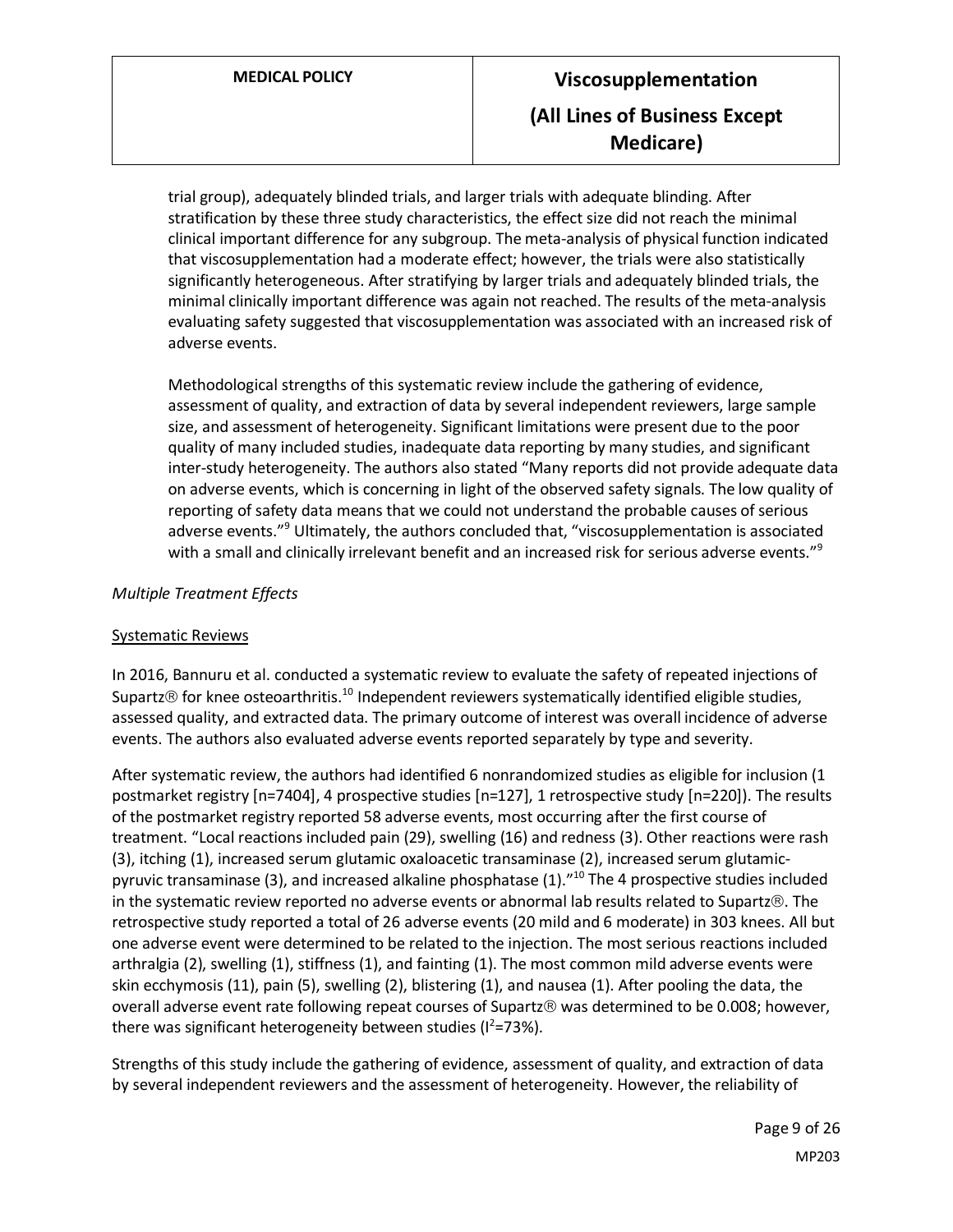trial group), adequately blinded trials, and larger trials with adequate blinding. After stratification by these three study characteristics, the effect size did not reach the minimal clinical important difference for any subgroup. The meta-analysis of physical function indicated that viscosupplementation had a moderate effect; however, the trials were also statistically significantly heterogeneous. After stratifying by larger trials and adequately blinded trials, the minimal clinically important difference was again not reached. The results of the meta-analysis evaluating safety suggested that viscosupplementation was associated with an increased risk of adverse events.

Methodological strengths of this systematic review include the gathering of evidence, assessment of quality, and extraction of data by several independent reviewers, large sample size, and assessment of heterogeneity. Significant limitations were present due to the poor quality of many included studies, inadequate data reporting by many studies, and significant inter-study heterogeneity. The authors also stated "Many reports did not provide adequate data on adverse events, which is concerning in light of the observed safety signals. The low quality of reporting of safety data means that we could not understand the probable causes of serious adverse events."[9] Ultimately, the authors concluded that, "viscosupplementation is associated with a small and clinically irrelevant benefit and an increased risk for serious adverse events."[9]

*Multiple Treatment Effects*

Systematic Reviews

In 2016, Bannuru et al. conducted a systematic review to evaluate the safety of repeated injections of Supartz® for knee osteoarthritis.[10] Independent reviewers systematically identified eligible studies, assessed quality, and extracted data. The primary outcome of interest was overall incidence of adverse events. The authors also evaluated adverse events reported separately by type and severity.

After systematic review, the authors had identified 6 nonrandomized studies as eligible for inclusion (1 postmarket registry [n=7404], 4 prospective studies [n=127], 1 retrospective study [n=220]). The results of the postmarket registry reported 58 adverse events, most occurring after the first course of treatment. "Local reactions included pain (29), swelling (16) and redness (3). Other reactions were rash (3), itching (1), increased serum glutamic oxaloacetic transaminase (2), increased serum glutamic-pyruvic transaminase (3), and increased alkaline phosphatase (1)."[10] The 4 prospective studies included in the systematic review reported no adverse events or abnormal lab results related to Supartz®. The retrospective study reported a total of 26 adverse events (20 mild and 6 moderate) in 303 knees. All but one adverse event were determined to be related to the injection. The most serious reactions included arthralgia (2), swelling (1), stiffness (1), and fainting (1). The most common mild adverse events were skin ecchymosis (11), pain (5), swelling (2), blistering (1), and nausea (1). After pooling the data, the overall adverse event rate following repeat courses of Supartz® was determined to be 0.008; however, there was significant heterogeneity between studies ($I^2$=73%).

Strengths of this study include the gathering of evidence, assessment of quality, and extraction of data by several independent reviewers and the assessment of heterogeneity. However, the reliability of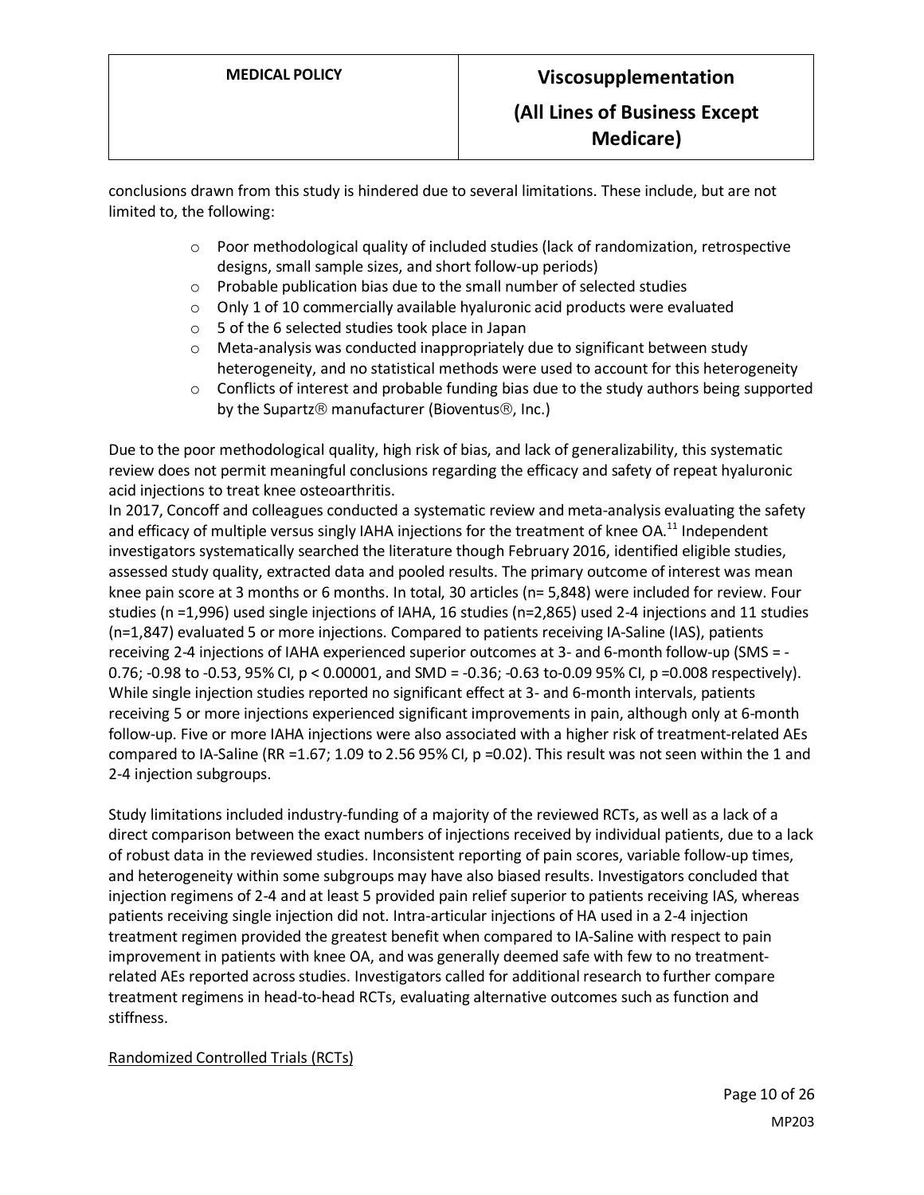conclusions drawn from this study is hindered due to several limitations. These include, but are not limited to, the following:

- Poor methodological quality of included studies (lack of randomization, retrospective designs, small sample sizes, and short follow-up periods)
- Probable publication bias due to the small number of selected studies
- Only 1 of 10 commercially available hyaluronic acid products were evaluated
- 5 of the 6 selected studies took place in Japan
- Meta-analysis was conducted inappropriately due to significant between study heterogeneity, and no statistical methods were used to account for this heterogeneity
- Conflicts of interest and probable funding bias due to the study authors being supported by the Supartz® manufacturer (Bioventus®, Inc.)

Due to the poor methodological quality, high risk of bias, and lack of generalizability, this systematic review does not permit meaningful conclusions regarding the efficacy and safety of repeat hyaluronic acid injections to treat knee osteoarthritis.

In 2017, Concoff and colleagues conducted a systematic review and meta-analysis evaluating the safety and efficacy of multiple versus singly IAHA injections for the treatment of knee OA.[11] Independent investigators systematically searched the literature though February 2016, identified eligible studies, assessed study quality, extracted data and pooled results. The primary outcome of interest was mean knee pain score at 3 months or 6 months. In total, 30 articles (n= 5,848) were included for review. Four studies (n =1,996) used single injections of IAHA, 16 studies (n=2,865) used 2-4 injections and 11 studies (n=1,847) evaluated 5 or more injections. Compared to patients receiving IA-Saline (IAS), patients receiving 2-4 injections of IAHA experienced superior outcomes at 3- and 6-month follow-up (SMS = -0.76; -0.98 to -0.53, 95% CI, p < 0.00001, and SMD = -0.36; -0.63 to-0.09 95% CI, p =0.008 respectively). While single injection studies reported no significant effect at 3- and 6-month intervals, patients receiving 5 or more injections experienced significant improvements in pain, although only at 6-month follow-up. Five or more IAHA injections were also associated with a higher risk of treatment-related AEs compared to IA-Saline (RR =1.67; 1.09 to 2.56 95% CI, p =0.02). This result was not seen within the 1 and 2-4 injection subgroups.

Study limitations included industry-funding of a majority of the reviewed RCTs, as well as a lack of a direct comparison between the exact numbers of injections received by individual patients, due to a lack of robust data in the reviewed studies. Inconsistent reporting of pain scores, variable follow-up times, and heterogeneity within some subgroups may have also biased results. Investigators concluded that injection regimens of 2-4 and at least 5 provided pain relief superior to patients receiving IAS, whereas patients receiving single injection did not. Intra-articular injections of HA used in a 2-4 injection treatment regimen provided the greatest benefit when compared to IA-Saline with respect to pain improvement in patients with knee OA, and was generally deemed safe with few to no treatment-related AEs reported across studies. Investigators called for additional research to further compare treatment regimens in head-to-head RCTs, evaluating alternative outcomes such as function and stiffness.

<u>Randomized Controlled Trials (RCTs)</u>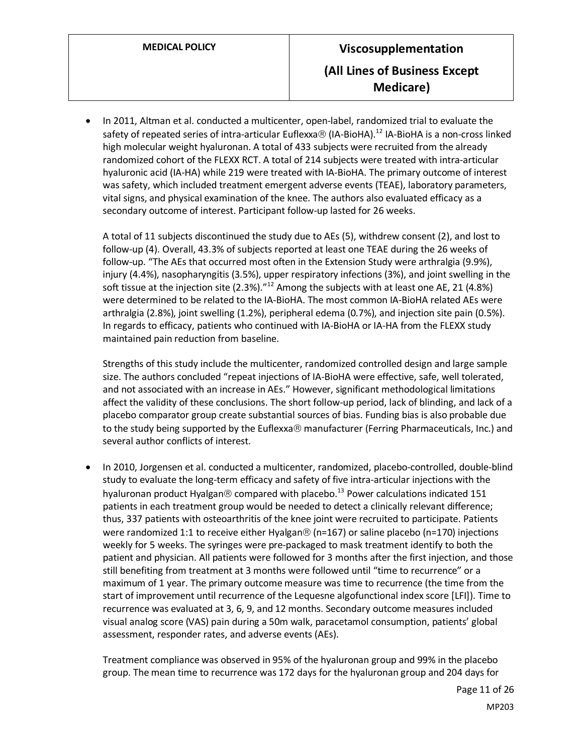- In 2011, Altman et al. conducted a multicenter, open-label, randomized trial to evaluate the safety of repeated series of intra-articular Euflexxa® (IA-BioHA).[12] IA-BioHA is a non-cross linked high molecular weight hyaluronan. A total of 433 subjects were recruited from the already randomized cohort of the FLEXX RCT. A total of 214 subjects were treated with intra-articular hyaluronic acid (IA-HA) while 219 were treated with IA-BioHA. The primary outcome of interest was safety, which included treatment emergent adverse events (TEAE), laboratory parameters, vital signs, and physical examination of the knee. The authors also evaluated efficacy as a secondary outcome of interest. Participant follow-up lasted for 26 weeks.

  A total of 11 subjects discontinued the study due to AEs (5), withdrew consent (2), and lost to follow-up (4). Overall, 43.3% of subjects reported at least one TEAE during the 26 weeks of follow-up. "The AEs that occurred most often in the Extension Study were arthralgia (9.9%), injury (4.4%), nasopharyngitis (3.5%), upper respiratory infections (3%), and joint swelling in the soft tissue at the injection site (2.3%)."[12] Among the subjects with at least one AE, 21 (4.8%) were determined to be related to the IA-BioHA. The most common IA-BioHA related AEs were arthralgia (2.8%), joint swelling (1.2%), peripheral edema (0.7%), and injection site pain (0.5%). In regards to efficacy, patients who continued with IA-BioHA or IA-HA from the FLEXX study maintained pain reduction from baseline.

  Strengths of this study include the multicenter, randomized controlled design and large sample size. The authors concluded "repeat injections of IA-BioHA were effective, safe, well tolerated, and not associated with an increase in AEs." However, significant methodological limitations affect the validity of these conclusions. The short follow-up period, lack of blinding, and lack of a placebo comparator group create substantial sources of bias. Funding bias is also probable due to the study being supported by the Euflexxa® manufacturer (Ferring Pharmaceuticals, Inc.) and several author conflicts of interest.

- In 2010, Jorgensen et al. conducted a multicenter, randomized, placebo-controlled, double-blind study to evaluate the long-term efficacy and safety of five intra-articular injections with the hyaluronan product Hyalgan® compared with placebo.[13] Power calculations indicated 151 patients in each treatment group would be needed to detect a clinically relevant difference; thus, 337 patients with osteoarthritis of the knee joint were recruited to participate. Patients were randomized 1:1 to receive either Hyalgan® (n=167) or saline placebo (n=170) injections weekly for 5 weeks. The syringes were pre-packaged to mask treatment identify to both the patient and physician. All patients were followed for 3 months after the first injection, and those still benefiting from treatment at 3 months were followed until "time to recurrence" or a maximum of 1 year. The primary outcome measure was time to recurrence (the time from the start of improvement until recurrence of the Lequesne algofunctional index score [LFI]). Time to recurrence was evaluated at 3, 6, 9, and 12 months. Secondary outcome measures included visual analog score (VAS) pain during a 50m walk, paracetamol consumption, patients' global assessment, responder rates, and adverse events (AEs).

  Treatment compliance was observed in 95% of the hyaluronan group and 99% in the placebo group. The mean time to recurrence was 172 days for the hyaluronan group and 204 days for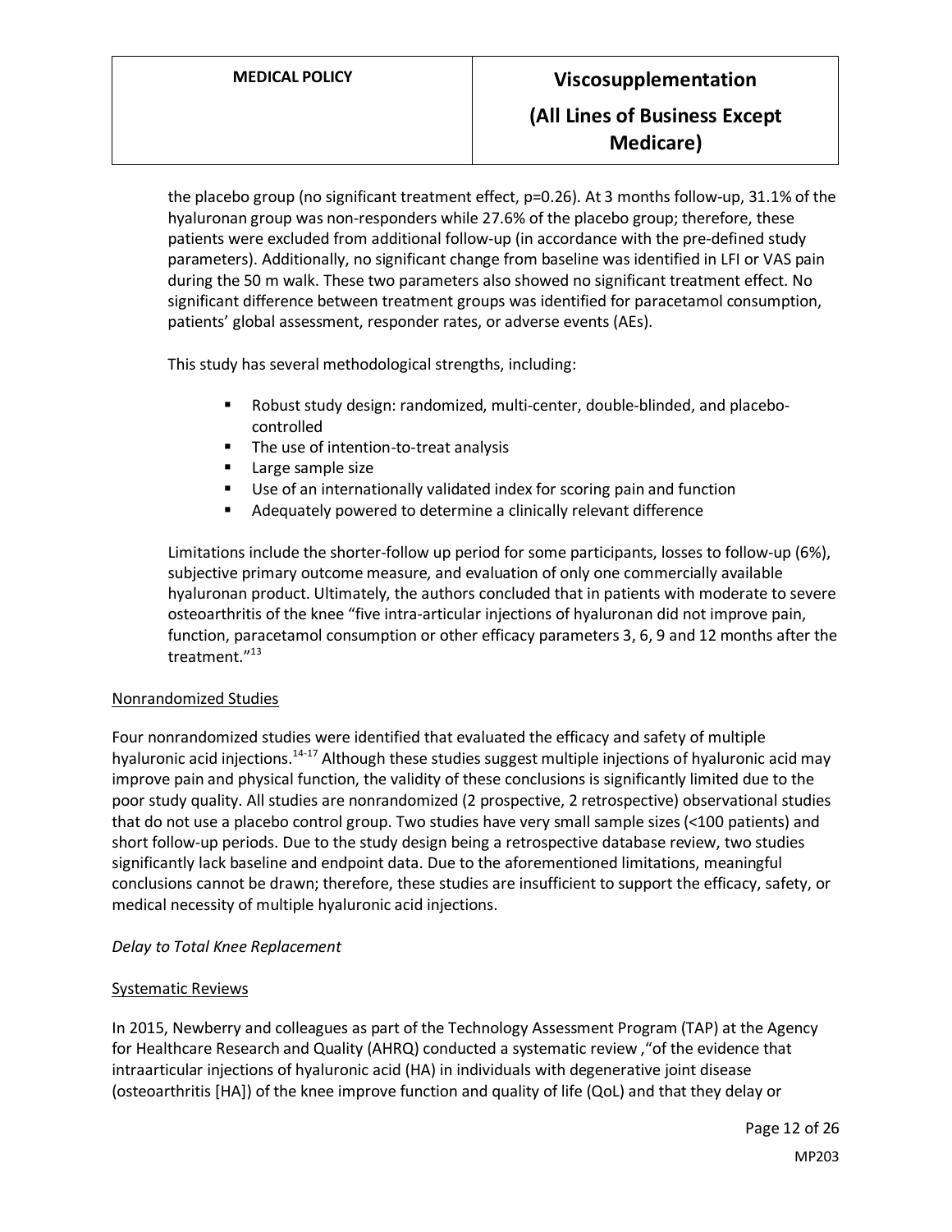the placebo group (no significant treatment effect, p=0.26). At 3 months follow-up, 31.1% of the hyaluronan group was non-responders while 27.6% of the placebo group; therefore, these patients were excluded from additional follow-up (in accordance with the pre-defined study parameters). Additionally, no significant change from baseline was identified in LFI or VAS pain during the 50 m walk. These two parameters also showed no significant treatment effect. No significant difference between treatment groups was identified for paracetamol consumption, patients' global assessment, responder rates, or adverse events (AEs).

This study has several methodological strengths, including:

- Robust study design: randomized, multi-center, double-blinded, and placebo-controlled
- The use of intention-to-treat analysis
- Large sample size
- Use of an internationally validated index for scoring pain and function
- Adequately powered to determine a clinically relevant difference

Limitations include the shorter-follow up period for some participants, losses to follow-up (6%), subjective primary outcome measure, and evaluation of only one commercially available hyaluronan product. Ultimately, the authors concluded that in patients with moderate to severe osteoarthritis of the knee "five intra-articular injections of hyaluronan did not improve pain, function, paracetamol consumption or other efficacy parameters 3, 6, 9 and 12 months after the treatment."[13]

<u>Nonrandomized Studies</u>

Four nonrandomized studies were identified that evaluated the efficacy and safety of multiple hyaluronic acid injections.[14-17] Although these studies suggest multiple injections of hyaluronic acid may improve pain and physical function, the validity of these conclusions is significantly limited due to the poor study quality. All studies are nonrandomized (2 prospective, 2 retrospective) observational studies that do not use a placebo control group. Two studies have very small sample sizes (<100 patients) and short follow-up periods. Due to the study design being a retrospective database review, two studies significantly lack baseline and endpoint data. Due to the aforementioned limitations, meaningful conclusions cannot be drawn; therefore, these studies are insufficient to support the efficacy, safety, or medical necessity of multiple hyaluronic acid injections.

*Delay to Total Knee Replacement*

<u>Systematic Reviews</u>

In 2015, Newberry and colleagues as part of the Technology Assessment Program (TAP) at the Agency for Healthcare Research and Quality (AHRQ) conducted a systematic review ,"of the evidence that intraarticular injections of hyaluronic acid (HA) in individuals with degenerative joint disease (osteoarthritis [HA]) of the knee improve function and quality of life (QoL) and that they delay or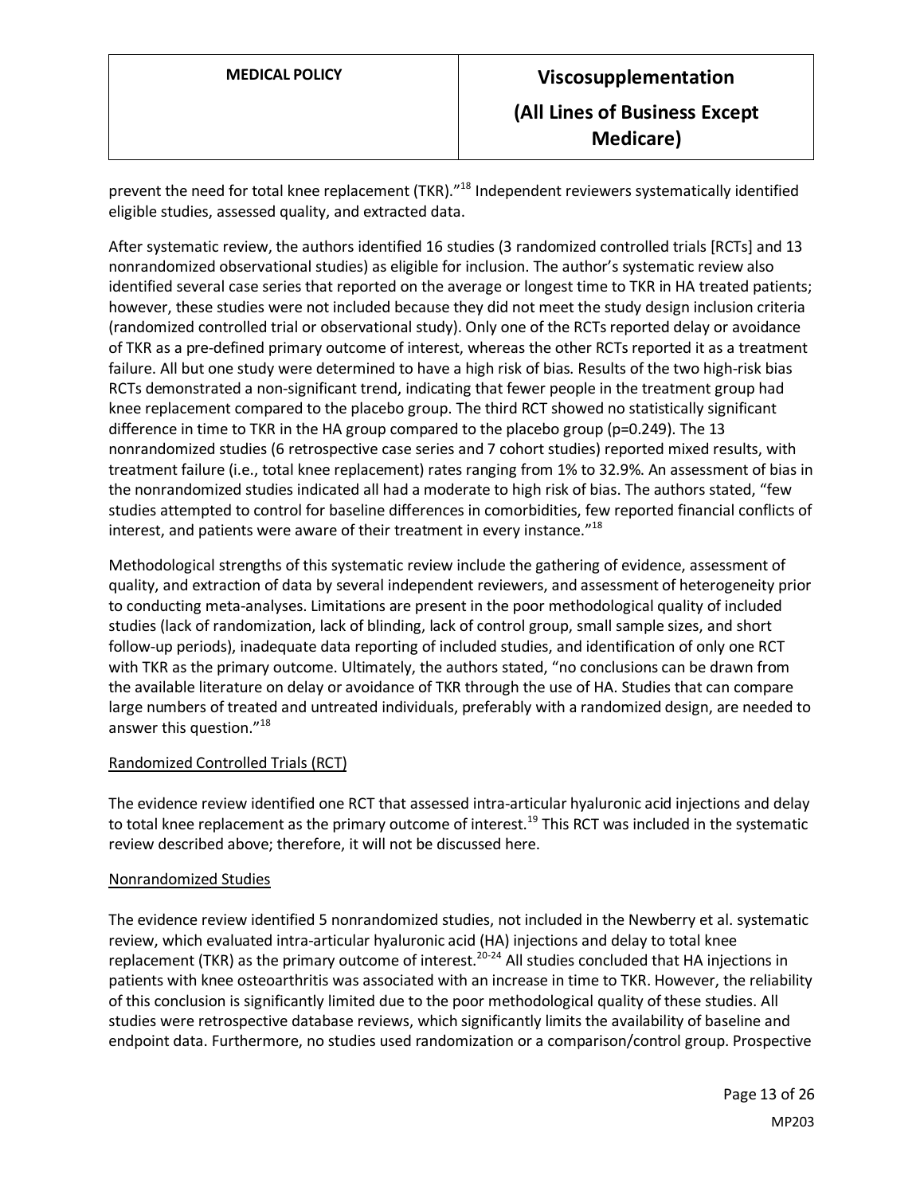prevent the need for total knee replacement (TKR)."[18] Independent reviewers systematically identified eligible studies, assessed quality, and extracted data.

After systematic review, the authors identified 16 studies (3 randomized controlled trials [RCTs] and 13 nonrandomized observational studies) as eligible for inclusion. The author's systematic review also identified several case series that reported on the average or longest time to TKR in HA treated patients; however, these studies were not included because they did not meet the study design inclusion criteria (randomized controlled trial or observational study). Only one of the RCTs reported delay or avoidance of TKR as a pre-defined primary outcome of interest, whereas the other RCTs reported it as a treatment failure. All but one study were determined to have a high risk of bias. Results of the two high-risk bias RCTs demonstrated a non-significant trend, indicating that fewer people in the treatment group had knee replacement compared to the placebo group. The third RCT showed no statistically significant difference in time to TKR in the HA group compared to the placebo group ($p=0.249$). The 13 nonrandomized studies (6 retrospective case series and 7 cohort studies) reported mixed results, with treatment failure (i.e., total knee replacement) rates ranging from 1% to 32.9%. An assessment of bias in the nonrandomized studies indicated all had a moderate to high risk of bias. The authors stated, "few studies attempted to control for baseline differences in comorbidities, few reported financial conflicts of interest, and patients were aware of their treatment in every instance."[18]

Methodological strengths of this systematic review include the gathering of evidence, assessment of quality, and extraction of data by several independent reviewers, and assessment of heterogeneity prior to conducting meta-analyses. Limitations are present in the poor methodological quality of included studies (lack of randomization, lack of blinding, lack of control group, small sample sizes, and short follow-up periods), inadequate data reporting of included studies, and identification of only one RCT with TKR as the primary outcome. Ultimately, the authors stated, "no conclusions can be drawn from the available literature on delay or avoidance of TKR through the use of HA. Studies that can compare large numbers of treated and untreated individuals, preferably with a randomized design, are needed to answer this question."[18]

<u>Randomized Controlled Trials (RCT)</u>

The evidence review identified one RCT that assessed intra-articular hyaluronic acid injections and delay to total knee replacement as the primary outcome of interest.[19] This RCT was included in the systematic review described above; therefore, it will not be discussed here.

<u>Nonrandomized Studies</u>

The evidence review identified 5 nonrandomized studies, not included in the Newberry et al. systematic review, which evaluated intra-articular hyaluronic acid (HA) injections and delay to total knee replacement (TKR) as the primary outcome of interest.[20-24] All studies concluded that HA injections in patients with knee osteoarthritis was associated with an increase in time to TKR. However, the reliability of this conclusion is significantly limited due to the poor methodological quality of these studies. All studies were retrospective database reviews, which significantly limits the availability of baseline and endpoint data. Furthermore, no studies used randomization or a comparison/control group. Prospective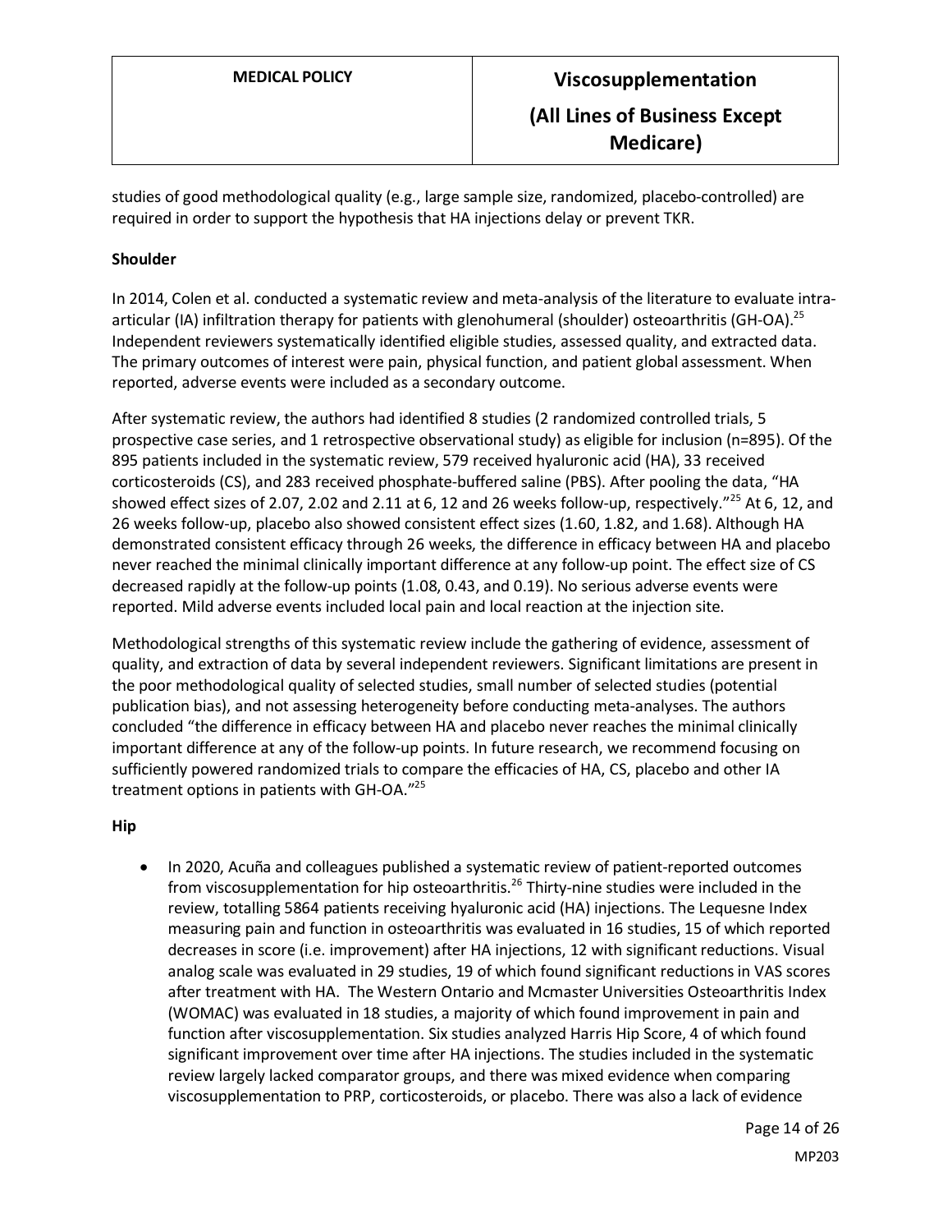studies of good methodological quality (e.g., large sample size, randomized, placebo-controlled) are required in order to support the hypothesis that HA injections delay or prevent TKR.

**Shoulder**

In 2014, Colen et al. conducted a systematic review and meta-analysis of the literature to evaluate intra-articular (IA) infiltration therapy for patients with glenohumeral (shoulder) osteoarthritis (GH-OA).[25] Independent reviewers systematically identified eligible studies, assessed quality, and extracted data. The primary outcomes of interest were pain, physical function, and patient global assessment. When reported, adverse events were included as a secondary outcome.

After systematic review, the authors had identified 8 studies (2 randomized controlled trials, 5 prospective case series, and 1 retrospective observational study) as eligible for inclusion (n=895). Of the 895 patients included in the systematic review, 579 received hyaluronic acid (HA), 33 received corticosteroids (CS), and 283 received phosphate-buffered saline (PBS). After pooling the data, "HA showed effect sizes of 2.07, 2.02 and 2.11 at 6, 12 and 26 weeks follow-up, respectively."[25] At 6, 12, and 26 weeks follow-up, placebo also showed consistent effect sizes (1.60, 1.82, and 1.68). Although HA demonstrated consistent efficacy through 26 weeks, the difference in efficacy between HA and placebo never reached the minimal clinically important difference at any follow-up point. The effect size of CS decreased rapidly at the follow-up points (1.08, 0.43, and 0.19). No serious adverse events were reported. Mild adverse events included local pain and local reaction at the injection site.

Methodological strengths of this systematic review include the gathering of evidence, assessment of quality, and extraction of data by several independent reviewers. Significant limitations are present in the poor methodological quality of selected studies, small number of selected studies (potential publication bias), and not assessing heterogeneity before conducting meta-analyses. The authors concluded "the difference in efficacy between HA and placebo never reaches the minimal clinically important difference at any of the follow-up points. In future research, we recommend focusing on sufficiently powered randomized trials to compare the efficacies of HA, CS, placebo and other IA treatment options in patients with GH-OA."[25]

**Hip**

- In 2020, Acuña and colleagues published a systematic review of patient-reported outcomes from viscosupplementation for hip osteoarthritis.[26] Thirty-nine studies were included in the review, totalling 5864 patients receiving hyaluronic acid (HA) injections. The Lequesne Index measuring pain and function in osteoarthritis was evaluated in 16 studies, 15 of which reported decreases in score (i.e. improvement) after HA injections, 12 with significant reductions. Visual analog scale was evaluated in 29 studies, 19 of which found significant reductions in VAS scores after treatment with HA. The Western Ontario and Mcmaster Universities Osteoarthritis Index (WOMAC) was evaluated in 18 studies, a majority of which found improvement in pain and function after viscosupplementation. Six studies analyzed Harris Hip Score, 4 of which found significant improvement over time after HA injections. The studies included in the systematic review largely lacked comparator groups, and there was mixed evidence when comparing viscosupplementation to PRP, corticosteroids, or placebo. There was also a lack of evidence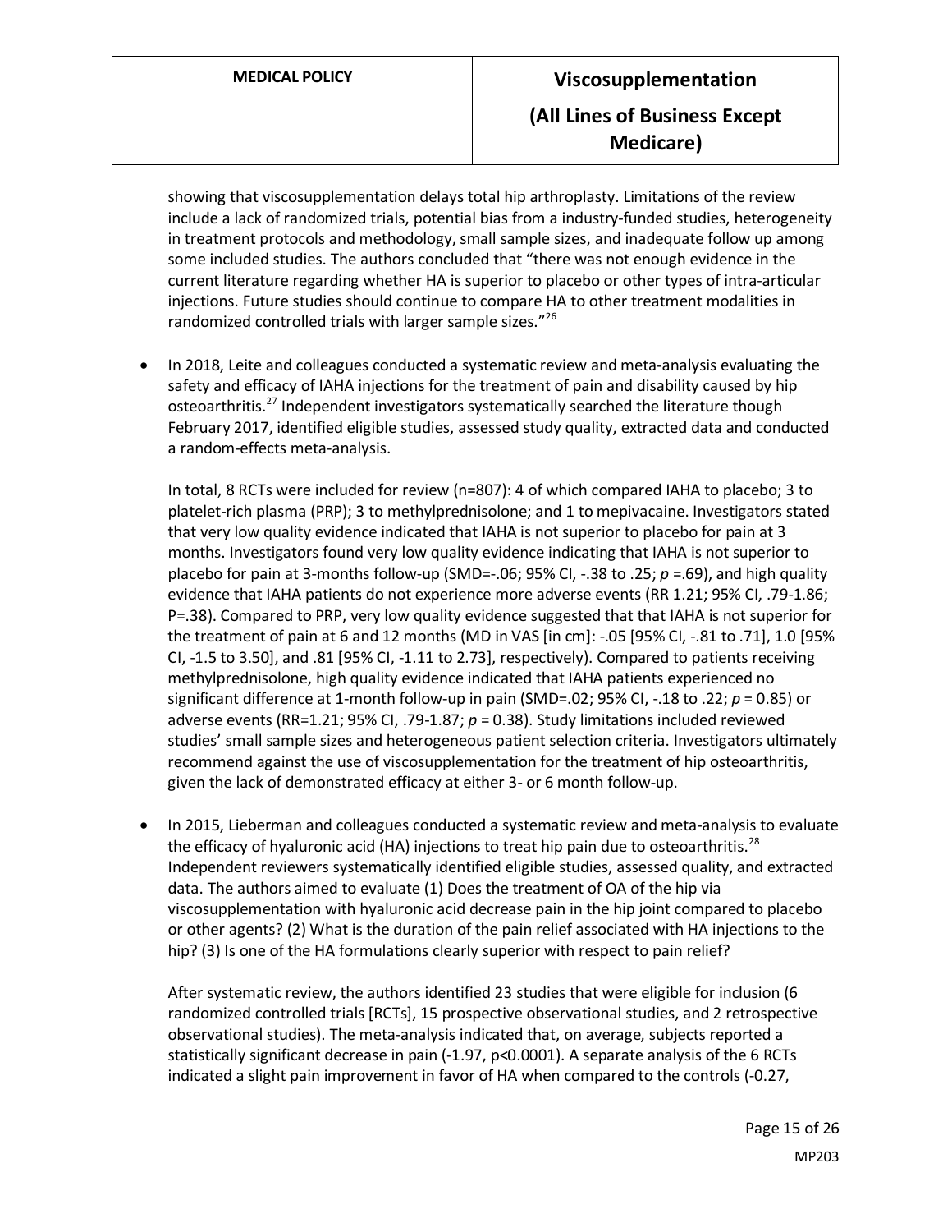showing that viscosupplementation delays total hip arthroplasty. Limitations of the review include a lack of randomized trials, potential bias from a industry-funded studies, heterogeneity in treatment protocols and methodology, small sample sizes, and inadequate follow up among some included studies. The authors concluded that "there was not enough evidence in the current literature regarding whether HA is superior to placebo or other types of intra-articular injections. Future studies should continue to compare HA to other treatment modalities in randomized controlled trials with larger sample sizes."[26]

- In 2018, Leite and colleagues conducted a systematic review and meta-analysis evaluating the safety and efficacy of IAHA injections for the treatment of pain and disability caused by hip osteoarthritis.[27] Independent investigators systematically searched the literature though February 2017, identified eligible studies, assessed study quality, extracted data and conducted a random-effects meta-analysis.

  In total, 8 RCTs were included for review (n=807): 4 of which compared IAHA to placebo; 3 to platelet-rich plasma (PRP); 3 to methylprednisolone; and 1 to mepivacaine. Investigators stated that very low quality evidence indicated that IAHA is not superior to placebo for pain at 3 months. Investigators found very low quality evidence indicating that IAHA is not superior to placebo for pain at 3-months follow-up (SMD=-.06; 95% CI, -.38 to .25; *p* =.69), and high quality evidence that IAHA patients do not experience more adverse events (RR 1.21; 95% CI, .79-1.86; P=.38). Compared to PRP, very low quality evidence suggested that that IAHA is not superior for the treatment of pain at 6 and 12 months (MD in VAS [in cm]: -.05 [95% CI, -.81 to .71], 1.0 [95% CI, -1.5 to 3.50], and .81 [95% CI, -1.11 to 2.73], respectively). Compared to patients receiving methylprednisolone, high quality evidence indicated that IAHA patients experienced no significant difference at 1-month follow-up in pain (SMD=.02; 95% CI, -.18 to .22; *p* = 0.85) or adverse events (RR=1.21; 95% CI, .79-1.87; *p* = 0.38). Study limitations included reviewed studies' small sample sizes and heterogeneous patient selection criteria. Investigators ultimately recommend against the use of viscosupplementation for the treatment of hip osteoarthritis, given the lack of demonstrated efficacy at either 3- or 6 month follow-up.

- In 2015, Lieberman and colleagues conducted a systematic review and meta-analysis to evaluate the efficacy of hyaluronic acid (HA) injections to treat hip pain due to osteoarthritis.[28] Independent reviewers systematically identified eligible studies, assessed quality, and extracted data. The authors aimed to evaluate (1) Does the treatment of OA of the hip via viscosupplementation with hyaluronic acid decrease pain in the hip joint compared to placebo or other agents? (2) What is the duration of the pain relief associated with HA injections to the hip? (3) Is one of the HA formulations clearly superior with respect to pain relief?

  After systematic review, the authors identified 23 studies that were eligible for inclusion (6 randomized controlled trials [RCTs], 15 prospective observational studies, and 2 retrospective observational studies). The meta-analysis indicated that, on average, subjects reported a statistically significant decrease in pain (-1.97, p<0.0001). A separate analysis of the 6 RCTs indicated a slight pain improvement in favor of HA when compared to the controls (-0.27,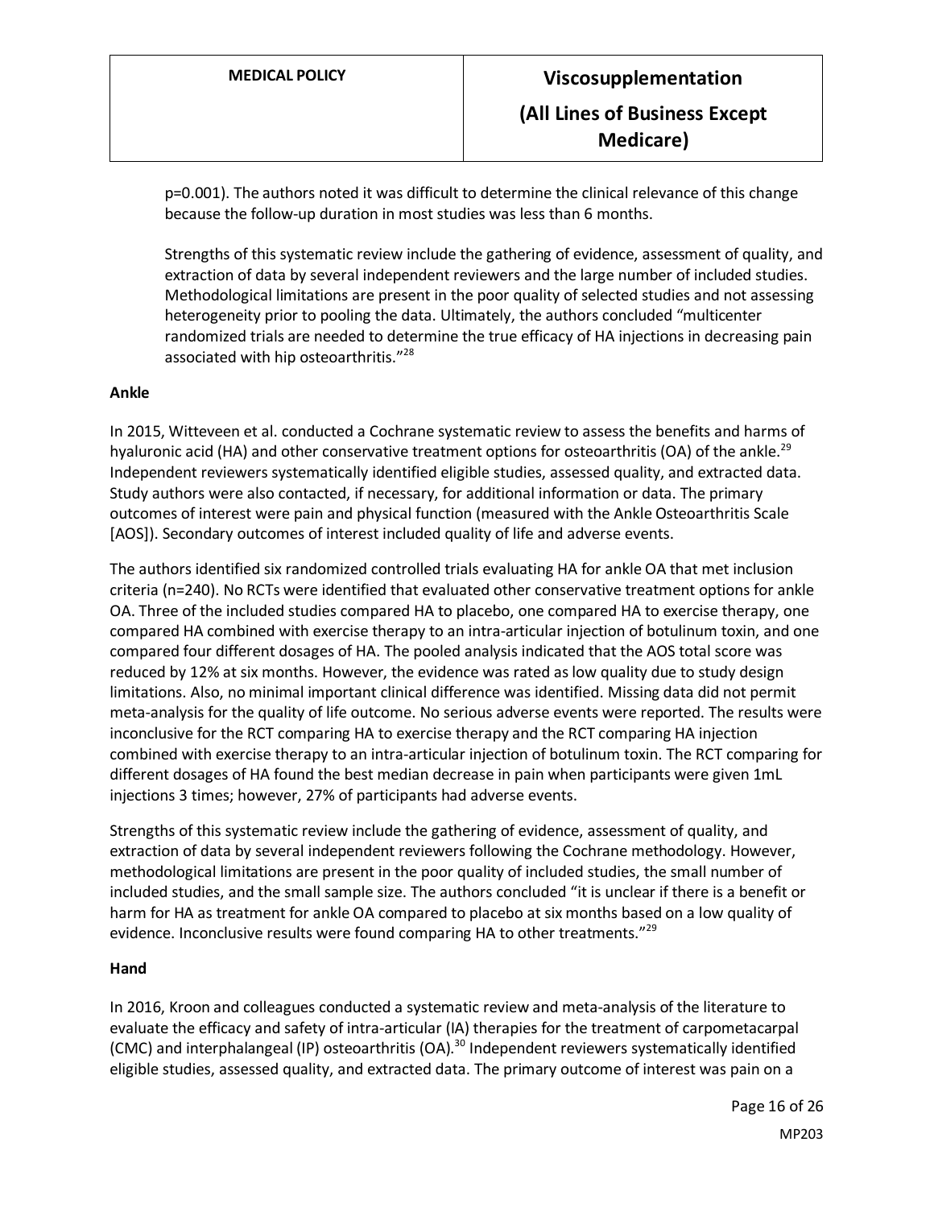p=0.001). The authors noted it was difficult to determine the clinical relevance of this change because the follow-up duration in most studies was less than 6 months.

Strengths of this systematic review include the gathering of evidence, assessment of quality, and extraction of data by several independent reviewers and the large number of included studies. Methodological limitations are present in the poor quality of selected studies and not assessing heterogeneity prior to pooling the data. Ultimately, the authors concluded "multicenter randomized trials are needed to determine the true efficacy of HA injections in decreasing pain associated with hip osteoarthritis."[28]

**Ankle**

In 2015, Witteveen et al. conducted a Cochrane systematic review to assess the benefits and harms of hyaluronic acid (HA) and other conservative treatment options for osteoarthritis (OA) of the ankle.[29] Independent reviewers systematically identified eligible studies, assessed quality, and extracted data. Study authors were also contacted, if necessary, for additional information or data. The primary outcomes of interest were pain and physical function (measured with the Ankle Osteoarthritis Scale [AOS]). Secondary outcomes of interest included quality of life and adverse events.

The authors identified six randomized controlled trials evaluating HA for ankle OA that met inclusion criteria (n=240). No RCTs were identified that evaluated other conservative treatment options for ankle OA. Three of the included studies compared HA to placebo, one compared HA to exercise therapy, one compared HA combined with exercise therapy to an intra-articular injection of botulinum toxin, and one compared four different dosages of HA. The pooled analysis indicated that the AOS total score was reduced by 12% at six months. However, the evidence was rated as low quality due to study design limitations. Also, no minimal important clinical difference was identified. Missing data did not permit meta-analysis for the quality of life outcome. No serious adverse events were reported. The results were inconclusive for the RCT comparing HA to exercise therapy and the RCT comparing HA injection combined with exercise therapy to an intra-articular injection of botulinum toxin. The RCT comparing for different dosages of HA found the best median decrease in pain when participants were given 1mL injections 3 times; however, 27% of participants had adverse events.

Strengths of this systematic review include the gathering of evidence, assessment of quality, and extraction of data by several independent reviewers following the Cochrane methodology. However, methodological limitations are present in the poor quality of included studies, the small number of included studies, and the small sample size. The authors concluded "it is unclear if there is a benefit or harm for HA as treatment for ankle OA compared to placebo at six months based on a low quality of evidence. Inconclusive results were found comparing HA to other treatments."[29]

**Hand**

In 2016, Kroon and colleagues conducted a systematic review and meta-analysis of the literature to evaluate the efficacy and safety of intra-articular (IA) therapies for the treatment of carpometacarpal (CMC) and interphalangeal (IP) osteoarthritis (OA).[30] Independent reviewers systematically identified eligible studies, assessed quality, and extracted data. The primary outcome of interest was pain on a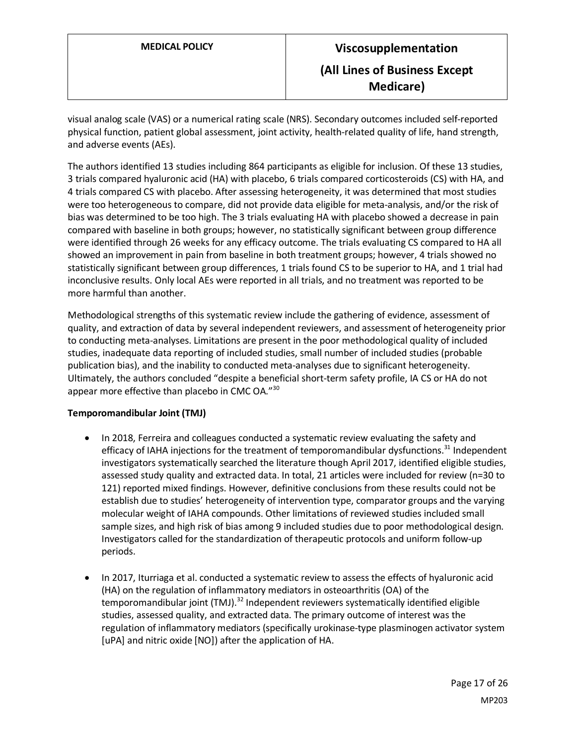visual analog scale (VAS) or a numerical rating scale (NRS). Secondary outcomes included self-reported physical function, patient global assessment, joint activity, health-related quality of life, hand strength, and adverse events (AEs).

The authors identified 13 studies including 864 participants as eligible for inclusion. Of these 13 studies, 3 trials compared hyaluronic acid (HA) with placebo, 6 trials compared corticosteroids (CS) with HA, and 4 trials compared CS with placebo. After assessing heterogeneity, it was determined that most studies were too heterogeneous to compare, did not provide data eligible for meta-analysis, and/or the risk of bias was determined to be too high. The 3 trials evaluating HA with placebo showed a decrease in pain compared with baseline in both groups; however, no statistically significant between group difference were identified through 26 weeks for any efficacy outcome. The trials evaluating CS compared to HA all showed an improvement in pain from baseline in both treatment groups; however, 4 trials showed no statistically significant between group differences, 1 trials found CS to be superior to HA, and 1 trial had inconclusive results. Only local AEs were reported in all trials, and no treatment was reported to be more harmful than another.

Methodological strengths of this systematic review include the gathering of evidence, assessment of quality, and extraction of data by several independent reviewers, and assessment of heterogeneity prior to conducting meta-analyses. Limitations are present in the poor methodological quality of included studies, inadequate data reporting of included studies, small number of included studies (probable publication bias), and the inability to conducted meta-analyses due to significant heterogeneity. Ultimately, the authors concluded "despite a beneficial short-term safety profile, IA CS or HA do not appear more effective than placebo in CMC OA."[30]

**Temporomandibular Joint (TMJ)**

- In 2018, Ferreira and colleagues conducted a systematic review evaluating the safety and efficacy of IAHA injections for the treatment of temporomandibular dysfunctions.[31] Independent investigators systematically searched the literature though April 2017, identified eligible studies, assessed study quality and extracted data. In total, 21 articles were included for review (n=30 to 121) reported mixed findings. However, definitive conclusions from these results could not be establish due to studies' heterogeneity of intervention type, comparator groups and the varying molecular weight of IAHA compounds. Other limitations of reviewed studies included small sample sizes, and high risk of bias among 9 included studies due to poor methodological design. Investigators called for the standardization of therapeutic protocols and uniform follow-up periods.

- In 2017, Iturriaga et al. conducted a systematic review to assess the effects of hyaluronic acid (HA) on the regulation of inflammatory mediators in osteoarthritis (OA) of the temporomandibular joint (TMJ).[32] Independent reviewers systematically identified eligible studies, assessed quality, and extracted data. The primary outcome of interest was the regulation of inflammatory mediators (specifically urokinase-type plasminogen activator system [uPA] and nitric oxide [NO]) after the application of HA.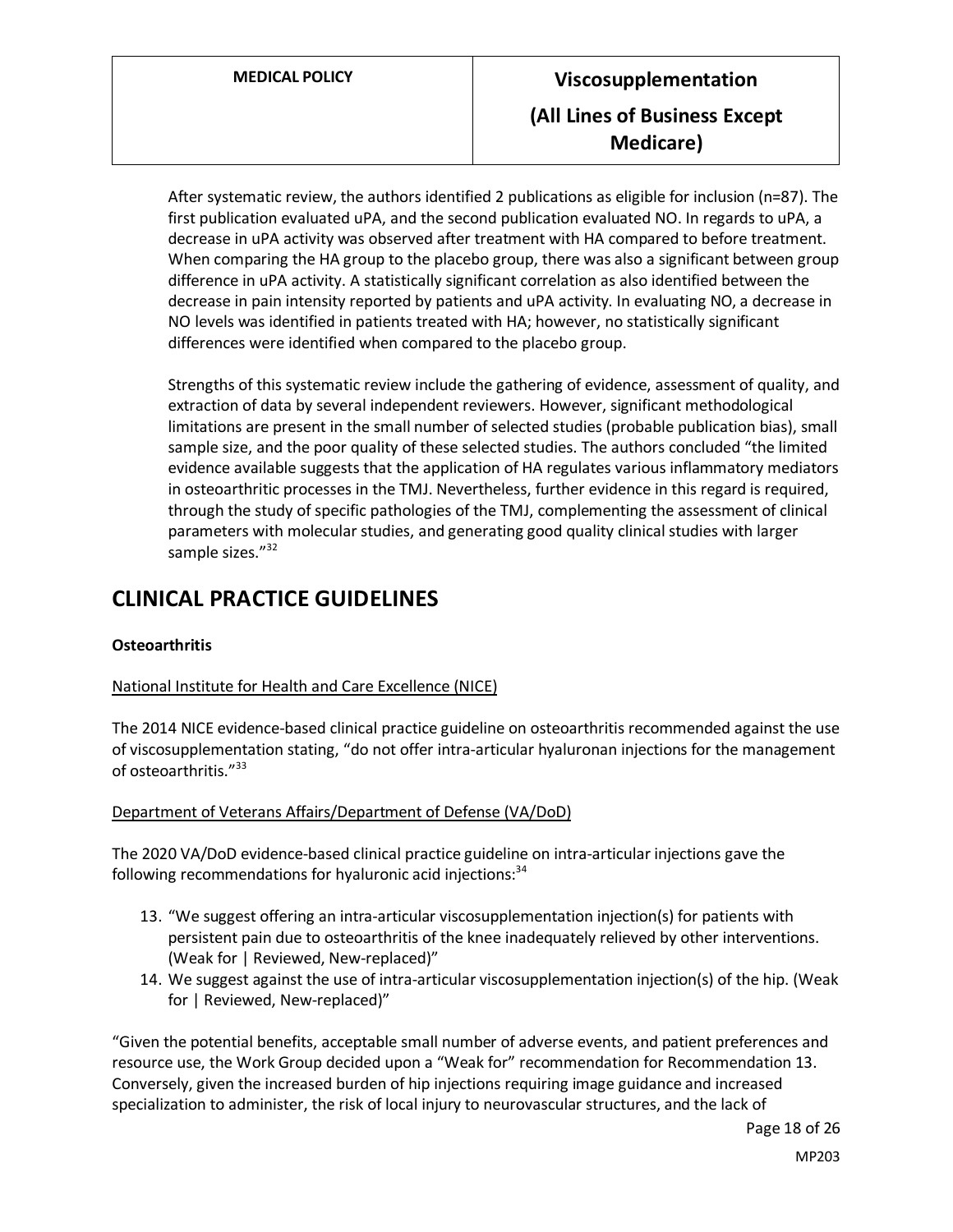After systematic review, the authors identified 2 publications as eligible for inclusion (n=87). The first publication evaluated uPA, and the second publication evaluated NO. In regards to uPA, a decrease in uPA activity was observed after treatment with HA compared to before treatment. When comparing the HA group to the placebo group, there was also a significant between group difference in uPA activity. A statistically significant correlation as also identified between the decrease in pain intensity reported by patients and uPA activity. In evaluating NO, a decrease in NO levels was identified in patients treated with HA; however, no statistically significant differences were identified when compared to the placebo group.

Strengths of this systematic review include the gathering of evidence, assessment of quality, and extraction of data by several independent reviewers. However, significant methodological limitations are present in the small number of selected studies (probable publication bias), small sample size, and the poor quality of these selected studies. The authors concluded "the limited evidence available suggests that the application of HA regulates various inflammatory mediators in osteoarthritic processes in the TMJ. Nevertheless, further evidence in this regard is required, through the study of specific pathologies of the TMJ, complementing the assessment of clinical parameters with molecular studies, and generating good quality clinical studies with larger sample sizes."[32]

# CLINICAL PRACTICE GUIDELINES

**Osteoarthritis**

National Institute for Health and Care Excellence (NICE)

The 2014 NICE evidence-based clinical practice guideline on osteoarthritis recommended against the use of viscosupplementation stating, "do not offer intra-articular hyaluronan injections for the management of osteoarthritis."[33]

Department of Veterans Affairs/Department of Defense (VA/DoD)

The 2020 VA/DoD evidence-based clinical practice guideline on intra-articular injections gave the following recommendations for hyaluronic acid injections:[34]

13. "We suggest offering an intra-articular viscosupplementation injection(s) for patients with persistent pain due to osteoarthritis of the knee inadequately relieved by other interventions. (Weak for | Reviewed, New-replaced)"
14. We suggest against the use of intra-articular viscosupplementation injection(s) of the hip. (Weak for | Reviewed, New-replaced)"

"Given the potential benefits, acceptable small number of adverse events, and patient preferences and resource use, the Work Group decided upon a "Weak for" recommendation for Recommendation 13. Conversely, given the increased burden of hip injections requiring image guidance and increased specialization to administer, the risk of local injury to neurovascular structures, and the lack of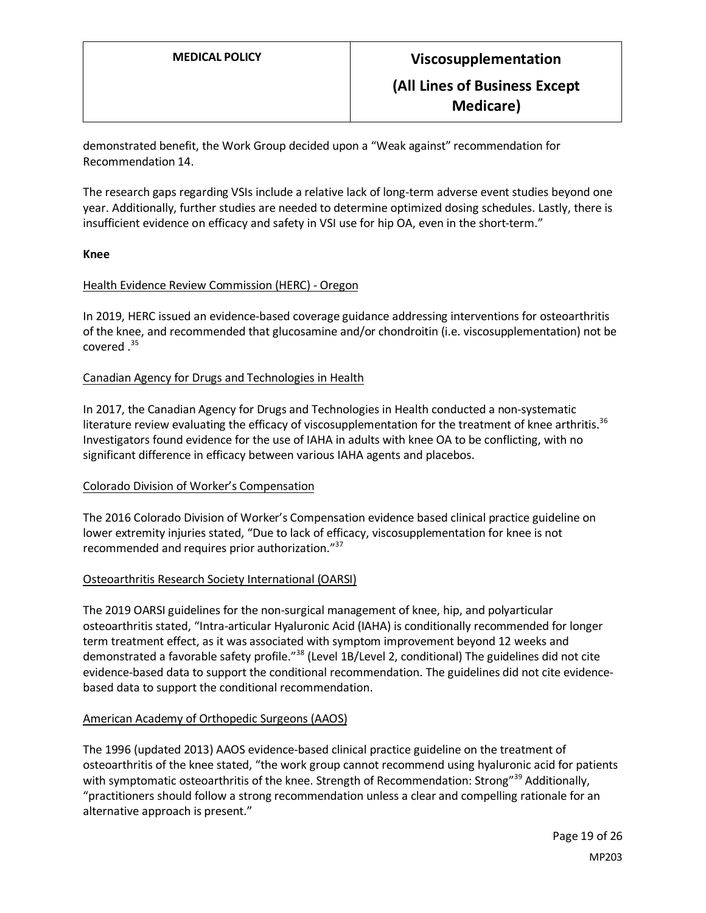demonstrated benefit, the Work Group decided upon a "Weak against" recommendation for Recommendation 14.

The research gaps regarding VSIs include a relative lack of long-term adverse event studies beyond one year. Additionally, further studies are needed to determine optimized dosing schedules. Lastly, there is insufficient evidence on efficacy and safety in VSI use for hip OA, even in the short-term."

**Knee**

Health Evidence Review Commission (HERC) - Oregon

In 2019, HERC issued an evidence-based coverage guidance addressing interventions for osteoarthritis of the knee, and recommended that glucosamine and/or chondroitin (i.e. viscosupplementation) not be covered .[35]

Canadian Agency for Drugs and Technologies in Health

In 2017, the Canadian Agency for Drugs and Technologies in Health conducted a non-systematic literature review evaluating the efficacy of viscosupplementation for the treatment of knee arthritis.[36] Investigators found evidence for the use of IAHA in adults with knee OA to be conflicting, with no significant difference in efficacy between various IAHA agents and placebos.

Colorado Division of Worker's Compensation

The 2016 Colorado Division of Worker's Compensation evidence based clinical practice guideline on lower extremity injuries stated, "Due to lack of efficacy, viscosupplementation for knee is not recommended and requires prior authorization."[37]

Osteoarthritis Research Society International (OARSI)

The 2019 OARSI guidelines for the non-surgical management of knee, hip, and polyarticular osteoarthritis stated, "Intra-articular Hyaluronic Acid (IAHA) is conditionally recommended for longer term treatment effect, as it was associated with symptom improvement beyond 12 weeks and demonstrated a favorable safety profile."[38] (Level 1B/Level 2, conditional) The guidelines did not cite evidence-based data to support the conditional recommendation. The guidelines did not cite evidence-based data to support the conditional recommendation.

American Academy of Orthopedic Surgeons (AAOS)

The 1996 (updated 2013) AAOS evidence-based clinical practice guideline on the treatment of osteoarthritis of the knee stated, "the work group cannot recommend using hyaluronic acid for patients with symptomatic osteoarthritis of the knee. Strength of Recommendation: Strong"[39] Additionally, "practitioners should follow a strong recommendation unless a clear and compelling rationale for an alternative approach is present."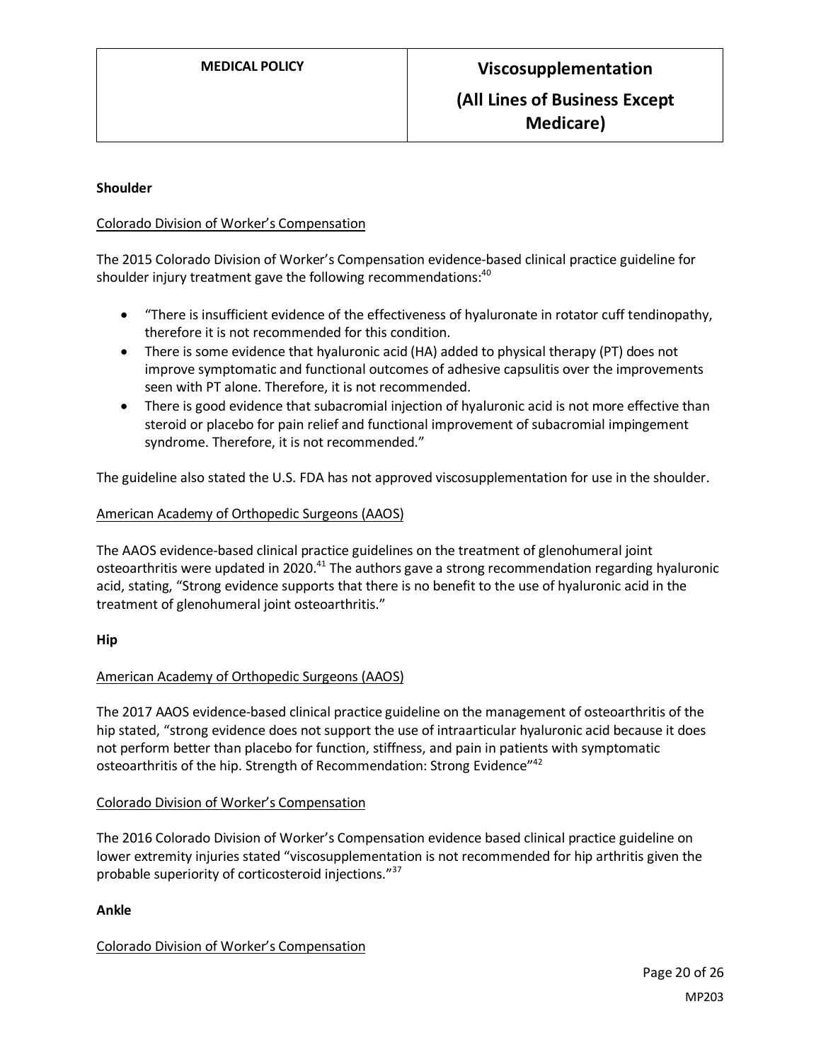**Shoulder**

Colorado Division of Worker's Compensation

The 2015 Colorado Division of Worker's Compensation evidence-based clinical practice guideline for shoulder injury treatment gave the following recommendations:[40]

- "There is insufficient evidence of the effectiveness of hyaluronate in rotator cuff tendinopathy, therefore it is not recommended for this condition.
- There is some evidence that hyaluronic acid (HA) added to physical therapy (PT) does not improve symptomatic and functional outcomes of adhesive capsulitis over the improvements seen with PT alone. Therefore, it is not recommended.
- There is good evidence that subacromial injection of hyaluronic acid is not more effective than steroid or placebo for pain relief and functional improvement of subacromial impingement syndrome. Therefore, it is not recommended."

The guideline also stated the U.S. FDA has not approved viscosupplementation for use in the shoulder.

American Academy of Orthopedic Surgeons (AAOS)

The AAOS evidence-based clinical practice guidelines on the treatment of glenohumeral joint osteoarthritis were updated in 2020.[41] The authors gave a strong recommendation regarding hyaluronic acid, stating, "Strong evidence supports that there is no benefit to the use of hyaluronic acid in the treatment of glenohumeral joint osteoarthritis."

**Hip**

American Academy of Orthopedic Surgeons (AAOS)

The 2017 AAOS evidence-based clinical practice guideline on the management of osteoarthritis of the hip stated, "strong evidence does not support the use of intraarticular hyaluronic acid because it does not perform better than placebo for function, stiffness, and pain in patients with symptomatic osteoarthritis of the hip. Strength of Recommendation: Strong Evidence"[42]

Colorado Division of Worker's Compensation

The 2016 Colorado Division of Worker's Compensation evidence based clinical practice guideline on lower extremity injuries stated "viscosupplementation is not recommended for hip arthritis given the probable superiority of corticosteroid injections."[37]

**Ankle**

Colorado Division of Worker's Compensation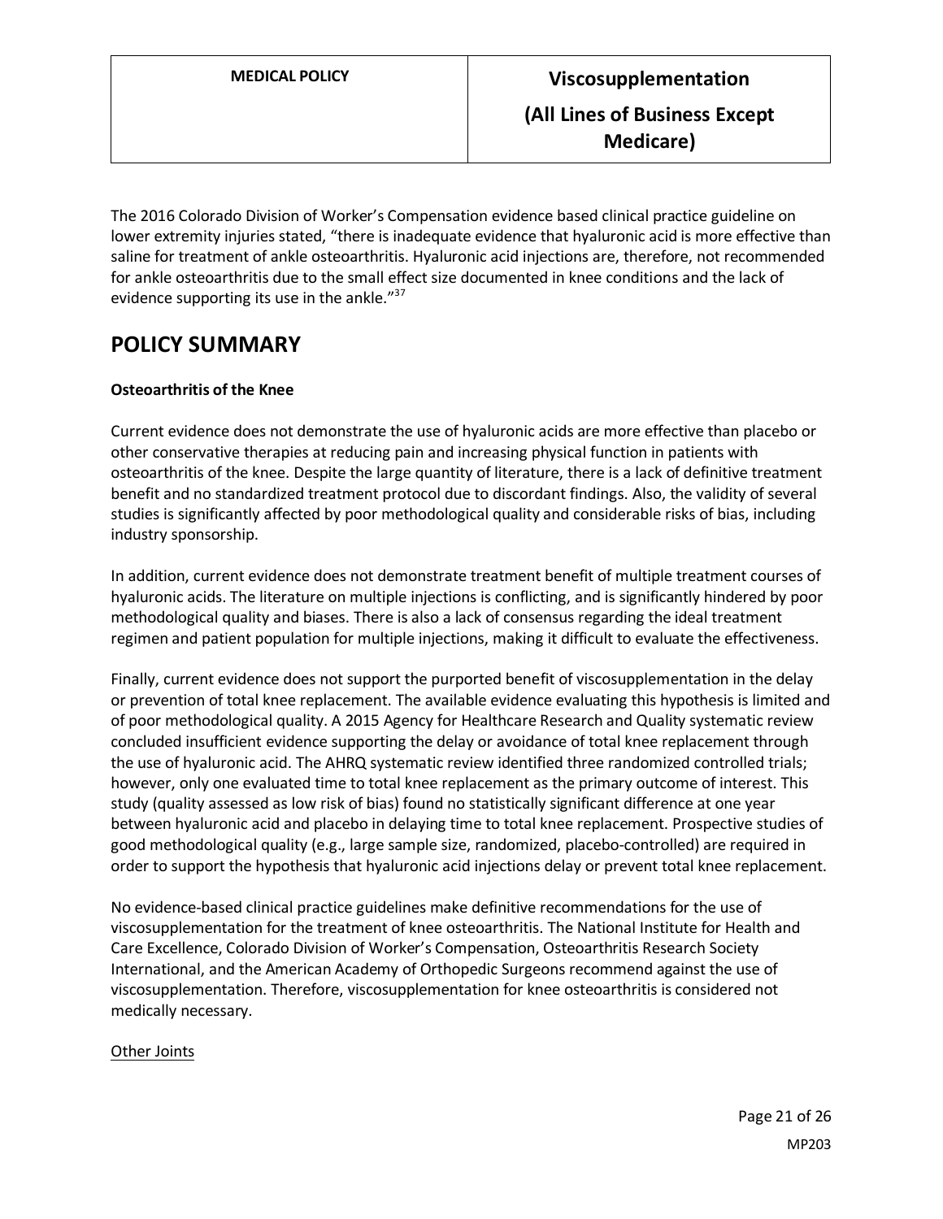The 2016 Colorado Division of Worker's Compensation evidence based clinical practice guideline on lower extremity injuries stated, "there is inadequate evidence that hyaluronic acid is more effective than saline for treatment of ankle osteoarthritis. Hyaluronic acid injections are, therefore, not recommended for ankle osteoarthritis due to the small effect size documented in knee conditions and the lack of evidence supporting its use in the ankle."[37]

# POLICY SUMMARY

**Osteoarthritis of the Knee**

Current evidence does not demonstrate the use of hyaluronic acids are more effective than placebo or other conservative therapies at reducing pain and increasing physical function in patients with osteoarthritis of the knee. Despite the large quantity of literature, there is a lack of definitive treatment benefit and no standardized treatment protocol due to discordant findings. Also, the validity of several studies is significantly affected by poor methodological quality and considerable risks of bias, including industry sponsorship.

In addition, current evidence does not demonstrate treatment benefit of multiple treatment courses of hyaluronic acids. The literature on multiple injections is conflicting, and is significantly hindered by poor methodological quality and biases. There is also a lack of consensus regarding the ideal treatment regimen and patient population for multiple injections, making it difficult to evaluate the effectiveness.

Finally, current evidence does not support the purported benefit of viscosupplementation in the delay or prevention of total knee replacement. The available evidence evaluating this hypothesis is limited and of poor methodological quality. A 2015 Agency for Healthcare Research and Quality systematic review concluded insufficient evidence supporting the delay or avoidance of total knee replacement through the use of hyaluronic acid. The AHRQ systematic review identified three randomized controlled trials; however, only one evaluated time to total knee replacement as the primary outcome of interest. This study (quality assessed as low risk of bias) found no statistically significant difference at one year between hyaluronic acid and placebo in delaying time to total knee replacement. Prospective studies of good methodological quality (e.g., large sample size, randomized, placebo-controlled) are required in order to support the hypothesis that hyaluronic acid injections delay or prevent total knee replacement.

No evidence-based clinical practice guidelines make definitive recommendations for the use of viscosupplementation for the treatment of knee osteoarthritis. The National Institute for Health and Care Excellence, Colorado Division of Worker's Compensation, Osteoarthritis Research Society International, and the American Academy of Orthopedic Surgeons recommend against the use of viscosupplementation. Therefore, viscosupplementation for knee osteoarthritis is considered not medically necessary.

<u>Other Joints</u>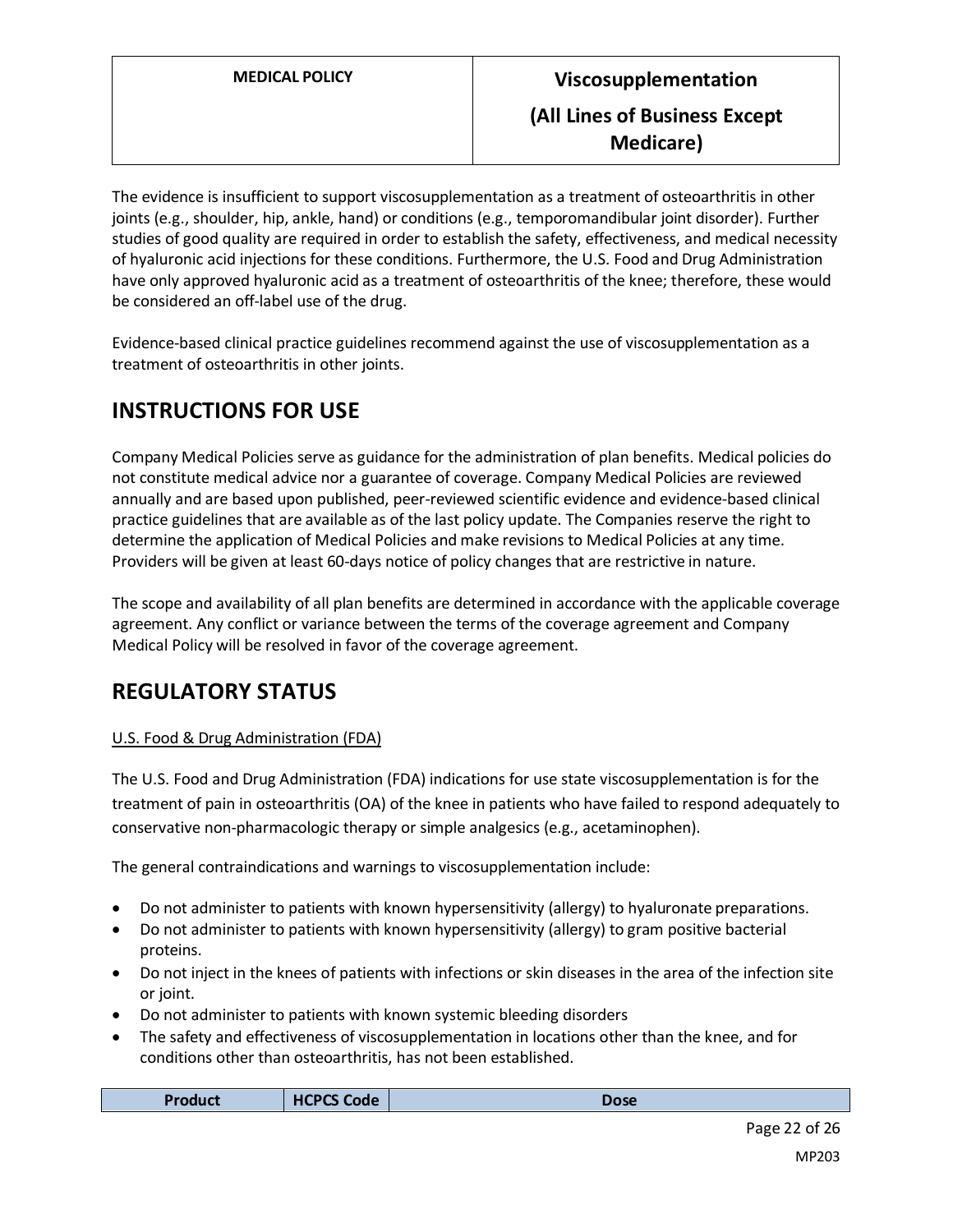The evidence is insufficient to support viscosupplementation as a treatment of osteoarthritis in other joints (e.g., shoulder, hip, ankle, hand) or conditions (e.g., temporomandibular joint disorder). Further studies of good quality are required in order to establish the safety, effectiveness, and medical necessity of hyaluronic acid injections for these conditions. Furthermore, the U.S. Food and Drug Administration have only approved hyaluronic acid as a treatment of osteoarthritis of the knee; therefore, these would be considered an off-label use of the drug.

Evidence-based clinical practice guidelines recommend against the use of viscosupplementation as a treatment of osteoarthritis in other joints.

## INSTRUCTIONS FOR USE

Company Medical Policies serve as guidance for the administration of plan benefits. Medical policies do not constitute medical advice nor a guarantee of coverage. Company Medical Policies are reviewed annually and are based upon published, peer-reviewed scientific evidence and evidence-based clinical practice guidelines that are available as of the last policy update. The Companies reserve the right to determine the application of Medical Policies and make revisions to Medical Policies at any time. Providers will be given at least 60-days notice of policy changes that are restrictive in nature.

The scope and availability of all plan benefits are determined in accordance with the applicable coverage agreement. Any conflict or variance between the terms of the coverage agreement and Company Medical Policy will be resolved in favor of the coverage agreement.

## REGULATORY STATUS

U.S. Food & Drug Administration (FDA)

The U.S. Food and Drug Administration (FDA) indications for use state viscosupplementation is for the treatment of pain in osteoarthritis (OA) of the knee in patients who have failed to respond adequately to conservative non-pharmacologic therapy or simple analgesics (e.g., acetaminophen).

The general contraindications and warnings to viscosupplementation include:

- Do not administer to patients with known hypersensitivity (allergy) to hyaluronate preparations.
- Do not administer to patients with known hypersensitivity (allergy) to gram positive bacterial proteins.
- Do not inject in the knees of patients with infections or skin diseases in the area of the infection site or joint.
- Do not administer to patients with known systemic bleeding disorders
- The safety and effectiveness of viscosupplementation in locations other than the knee, and for conditions other than osteoarthritis, has not been established.

| Product | HCPCS Code | Dose |
| --- | --- | --- |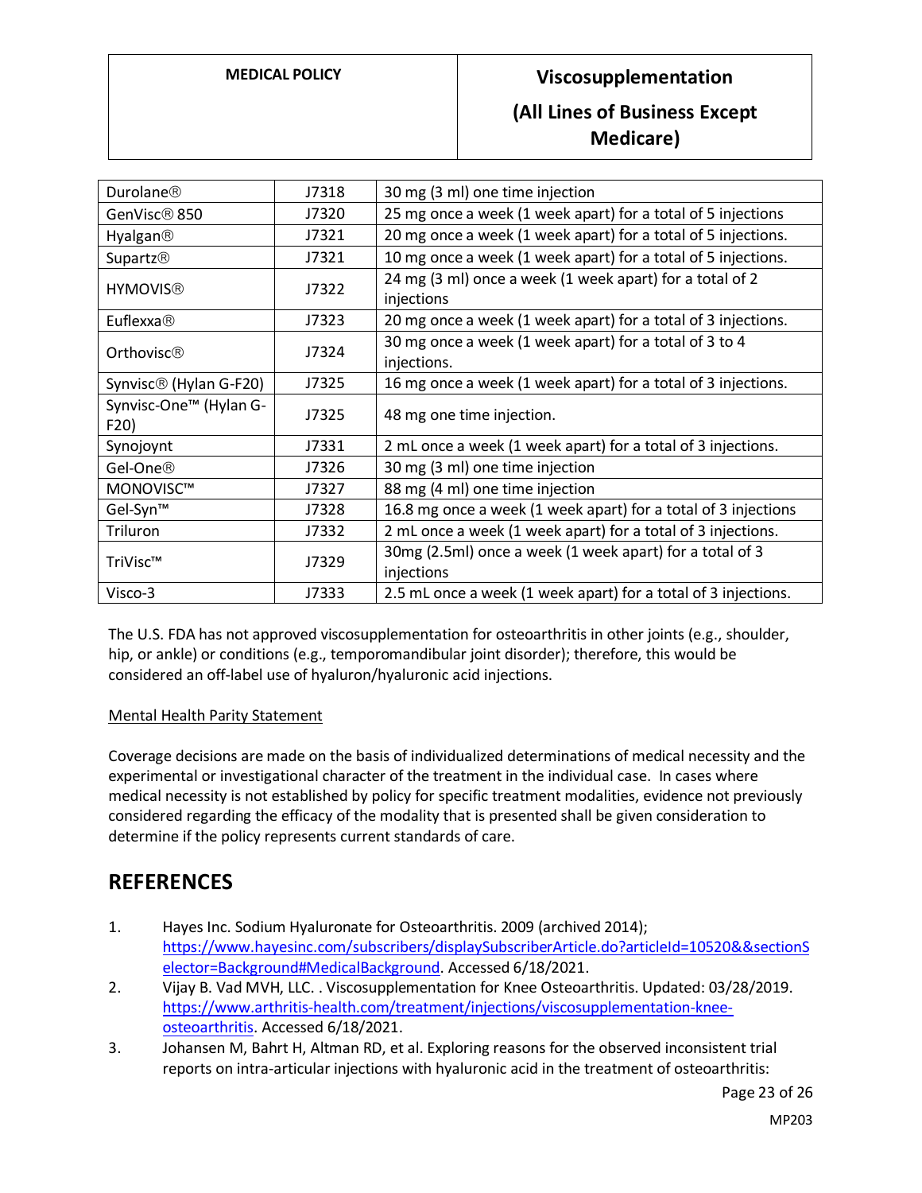| Durolane® | J7318 | 30 mg (3 ml) one time injection |
|---|---|---|
| GenVisc® 850 | J7320 | 25 mg once a week (1 week apart) for a total of 5 injections |
| Hyalgan® | J7321 | 20 mg once a week (1 week apart) for a total of 5 injections. |
| Supartz® | J7321 | 10 mg once a week (1 week apart) for a total of 5 injections. |
| HYMOVIS® | J7322 | 24 mg (3 ml) once a week (1 week apart) for a total of 2 injections |
| Euflexxa® | J7323 | 20 mg once a week (1 week apart) for a total of 3 injections. |
| Orthovisc® | J7324 | 30 mg once a week (1 week apart) for a total of 3 to 4 injections. |
| Synvisc® (Hylan G-F20) | J7325 | 16 mg once a week (1 week apart) for a total of 3 injections. |
| Synvisc-One™ (Hylan G-F20) | J7325 | 48 mg one time injection. |
| Synojoynt | J7331 | 2 mL once a week (1 week apart) for a total of 3 injections. |
| Gel-One® | J7326 | 30 mg (3 ml) one time injection |
| MONOVISC™ | J7327 | 88 mg (4 ml) one time injection |
| Gel-Syn™ | J7328 | 16.8 mg once a week (1 week apart) for a total of 3 injections |
| Triluron | J7332 | 2 mL once a week (1 week apart) for a total of 3 injections. |
| TriVisc™ | J7329 | 30mg (2.5ml) once a week (1 week apart) for a total of 3 injections |
| Visco-3 | J7333 | 2.5 mL once a week (1 week apart) for a total of 3 injections. |

The U.S. FDA has not approved viscosupplementation for osteoarthritis in other joints (e.g., shoulder, hip, or ankle) or conditions (e.g., temporomandibular joint disorder); therefore, this would be considered an off-label use of hyaluron/hyaluronic acid injections.

Mental Health Parity Statement

Coverage decisions are made on the basis of individualized determinations of medical necessity and the experimental or investigational character of the treatment in the individual case. In cases where medical necessity is not established by policy for specific treatment modalities, evidence not previously considered regarding the efficacy of the modality that is presented shall be given consideration to determine if the policy represents current standards of care.

# REFERENCES

1. Hayes Inc. Sodium Hyaluronate for Osteoarthritis. 2009 (archived 2014); https://www.hayesinc.com/subscribers/displaySubscriberArticle.do?articleId=10520&&sectionSelector=Background#MedicalBackground. Accessed 6/18/2021.
2. Vijay B. Vad MVH, LLC. . Viscosupplementation for Knee Osteoarthritis. Updated: 03/28/2019. https://www.arthritis-health.com/treatment/injections/viscosupplementation-knee-osteoarthritis. Accessed 6/18/2021.
3. Johansen M, Bahrt H, Altman RD, et al. Exploring reasons for the observed inconsistent trial reports on intra-articular injections with hyaluronic acid in the treatment of osteoarthritis: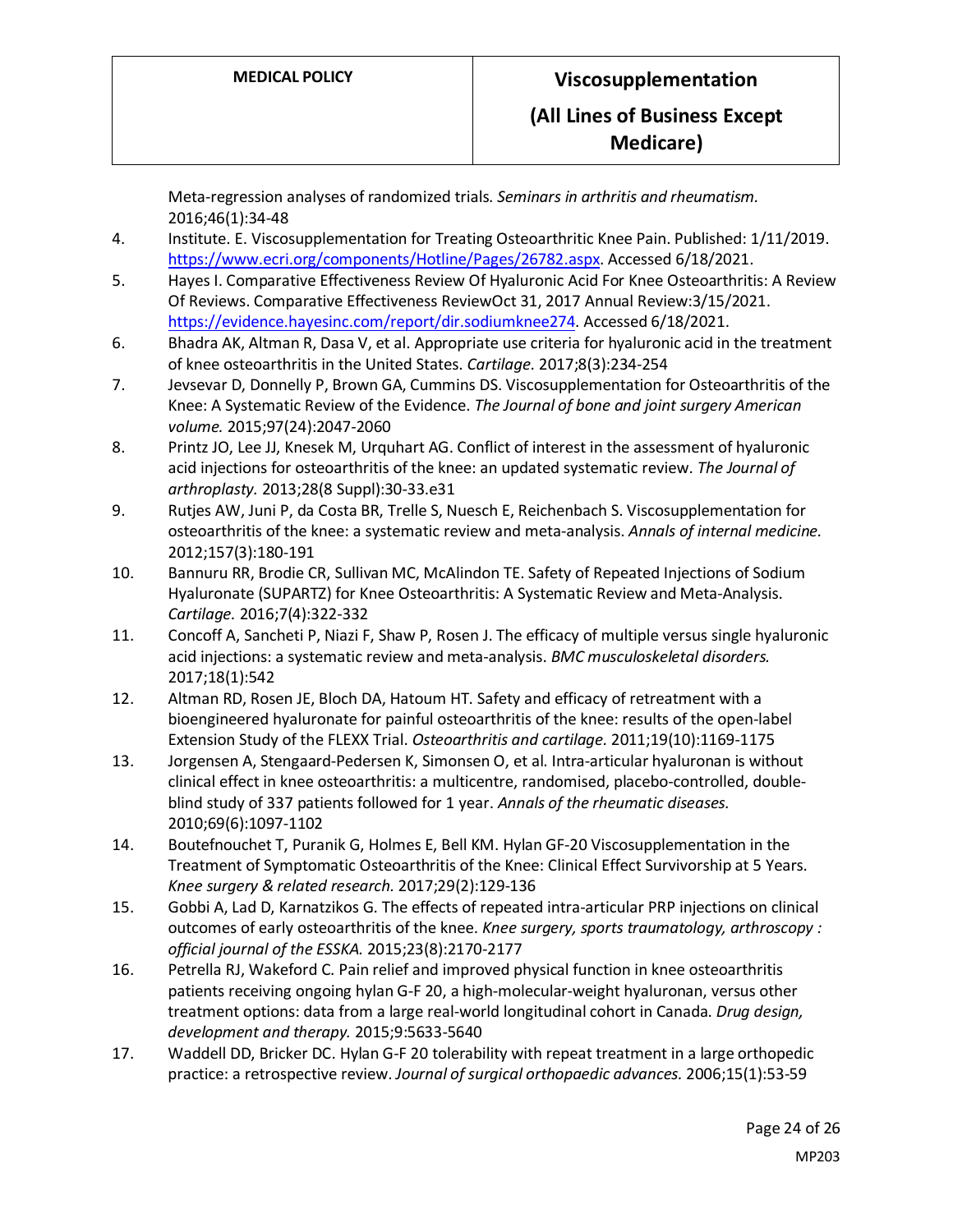Meta-regression analyses of randomized trials. *Seminars in arthritis and rheumatism.* 2016;46(1):34-48

4. Institute. E. Viscosupplementation for Treating Osteoarthritic Knee Pain. Published: 1/11/2019. https://www.ecri.org/components/Hotline/Pages/26782.aspx. Accessed 6/18/2021.
5. Hayes I. Comparative Effectiveness Review Of Hyaluronic Acid For Knee Osteoarthritis: A Review Of Reviews. Comparative Effectiveness ReviewOct 31, 2017 Annual Review:3/15/2021. https://evidence.hayesinc.com/report/dir.sodiumknee274. Accessed 6/18/2021.
6. Bhadra AK, Altman R, Dasa V, et al. Appropriate use criteria for hyaluronic acid in the treatment of knee osteoarthritis in the United States. *Cartilage.* 2017;8(3):234-254
7. Jevsevar D, Donnelly P, Brown GA, Cummins DS. Viscosupplementation for Osteoarthritis of the Knee: A Systematic Review of the Evidence. *The Journal of bone and joint surgery American volume.* 2015;97(24):2047-2060
8. Printz JO, Lee JJ, Knesek M, Urquhart AG. Conflict of interest in the assessment of hyaluronic acid injections for osteoarthritis of the knee: an updated systematic review. *The Journal of arthroplasty.* 2013;28(8 Suppl):30-33.e31
9. Rutjes AW, Juni P, da Costa BR, Trelle S, Nuesch E, Reichenbach S. Viscosupplementation for osteoarthritis of the knee: a systematic review and meta-analysis. *Annals of internal medicine.* 2012;157(3):180-191
10. Bannuru RR, Brodie CR, Sullivan MC, McAlindon TE. Safety of Repeated Injections of Sodium Hyaluronate (SUPARTZ) for Knee Osteoarthritis: A Systematic Review and Meta-Analysis. *Cartilage.* 2016;7(4):322-332
11. Concoff A, Sancheti P, Niazi F, Shaw P, Rosen J. The efficacy of multiple versus single hyaluronic acid injections: a systematic review and meta-analysis. *BMC musculoskeletal disorders.* 2017;18(1):542
12. Altman RD, Rosen JE, Bloch DA, Hatoum HT. Safety and efficacy of retreatment with a bioengineered hyaluronate for painful osteoarthritis of the knee: results of the open-label Extension Study of the FLEXX Trial. *Osteoarthritis and cartilage.* 2011;19(10):1169-1175
13. Jorgensen A, Stengaard-Pedersen K, Simonsen O, et al. Intra-articular hyaluronan is without clinical effect in knee osteoarthritis: a multicentre, randomised, placebo-controlled, double-blind study of 337 patients followed for 1 year. *Annals of the rheumatic diseases.* 2010;69(6):1097-1102
14. Boutefnouchet T, Puranik G, Holmes E, Bell KM. Hylan GF-20 Viscosupplementation in the Treatment of Symptomatic Osteoarthritis of the Knee: Clinical Effect Survivorship at 5 Years. *Knee surgery & related research.* 2017;29(2):129-136
15. Gobbi A, Lad D, Karnatzikos G. The effects of repeated intra-articular PRP injections on clinical outcomes of early osteoarthritis of the knee. *Knee surgery, sports traumatology, arthroscopy : official journal of the ESSKA.* 2015;23(8):2170-2177
16. Petrella RJ, Wakeford C. Pain relief and improved physical function in knee osteoarthritis patients receiving ongoing hylan G-F 20, a high-molecular-weight hyaluronan, versus other treatment options: data from a large real-world longitudinal cohort in Canada. *Drug design, development and therapy.* 2015;9:5633-5640
17. Waddell DD, Bricker DC. Hylan G-F 20 tolerability with repeat treatment in a large orthopedic practice: a retrospective review. *Journal of surgical orthopaedic advances.* 2006;15(1):53-59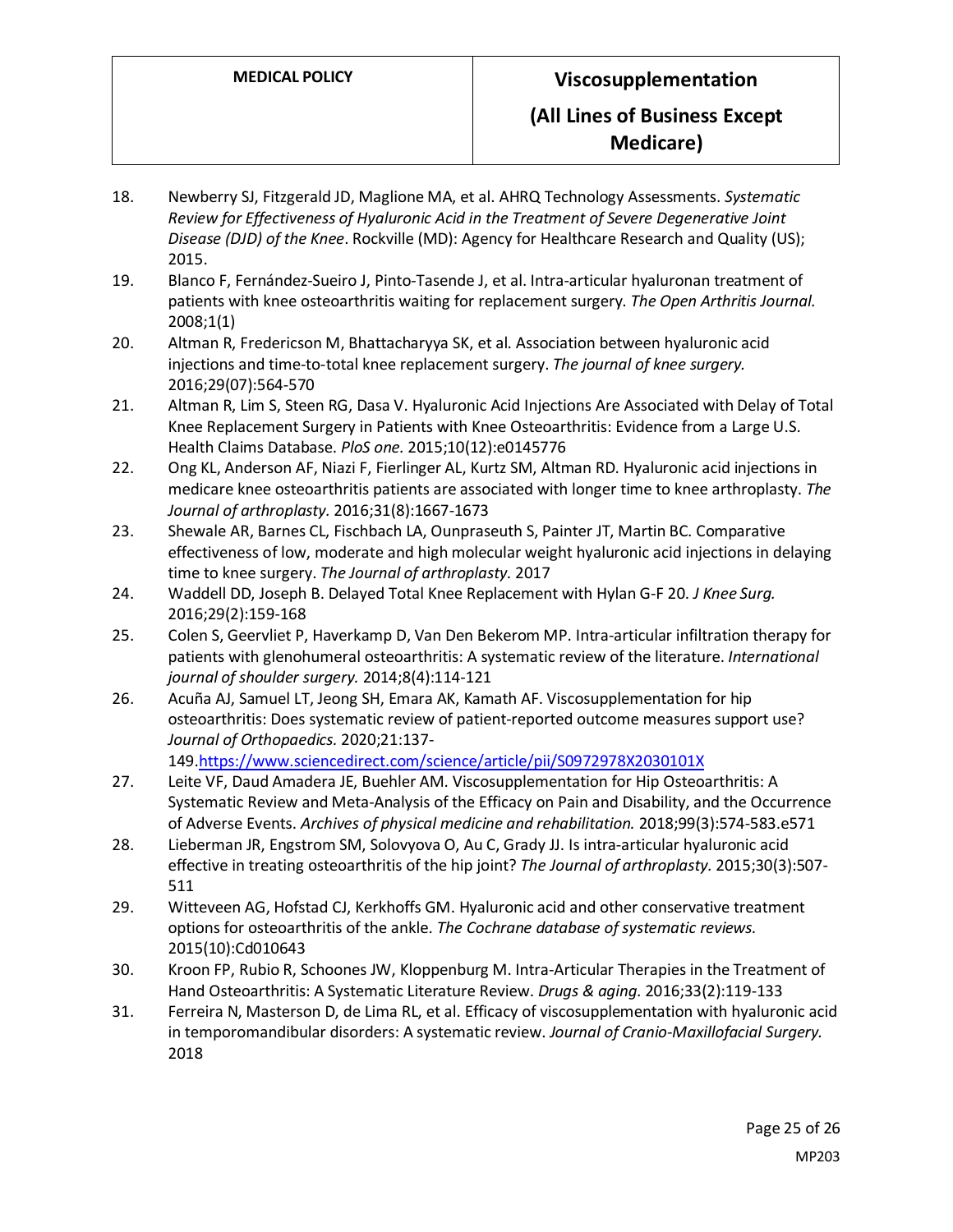18. Newberry SJ, Fitzgerald JD, Maglione MA, et al. AHRQ Technology Assessments. *Systematic Review for Effectiveness of Hyaluronic Acid in the Treatment of Severe Degenerative Joint Disease (DJD) of the Knee*. Rockville (MD): Agency for Healthcare Research and Quality (US); 2015.
19. Blanco F, Fernández-Sueiro J, Pinto-Tasende J, et al. Intra-articular hyaluronan treatment of patients with knee osteoarthritis waiting for replacement surgery. *The Open Arthritis Journal.* 2008;1(1)
20. Altman R, Fredericson M, Bhattacharyya SK, et al. Association between hyaluronic acid injections and time-to-total knee replacement surgery. *The journal of knee surgery.* 2016;29(07):564-570
21. Altman R, Lim S, Steen RG, Dasa V. Hyaluronic Acid Injections Are Associated with Delay of Total Knee Replacement Surgery in Patients with Knee Osteoarthritis: Evidence from a Large U.S. Health Claims Database. *PloS one.* 2015;10(12):e0145776
22. Ong KL, Anderson AF, Niazi F, Fierlinger AL, Kurtz SM, Altman RD. Hyaluronic acid injections in medicare knee osteoarthritis patients are associated with longer time to knee arthroplasty. *The Journal of arthroplasty.* 2016;31(8):1667-1673
23. Shewale AR, Barnes CL, Fischbach LA, Ounpraseuth S, Painter JT, Martin BC. Comparative effectiveness of low, moderate and high molecular weight hyaluronic acid injections in delaying time to knee surgery. *The Journal of arthroplasty.* 2017
24. Waddell DD, Joseph B. Delayed Total Knee Replacement with Hylan G-F 20. *J Knee Surg.* 2016;29(2):159-168
25. Colen S, Geervliet P, Haverkamp D, Van Den Bekerom MP. Intra-articular infiltration therapy for patients with glenohumeral osteoarthritis: A systematic review of the literature. *International journal of shoulder surgery.* 2014;8(4):114-121
26. Acuña AJ, Samuel LT, Jeong SH, Emara AK, Kamath AF. Viscosupplementation for hip osteoarthritis: Does systematic review of patient-reported outcome measures support use? *Journal of Orthopaedics.* 2020;21:137-149.https://www.sciencedirect.com/science/article/pii/S0972978X2030101X
27. Leite VF, Daud Amadera JE, Buehler AM. Viscosupplementation for Hip Osteoarthritis: A Systematic Review and Meta-Analysis of the Efficacy on Pain and Disability, and the Occurrence of Adverse Events. *Archives of physical medicine and rehabilitation.* 2018;99(3):574-583.e571
28. Lieberman JR, Engstrom SM, Solovyova O, Au C, Grady JJ. Is intra-articular hyaluronic acid effective in treating osteoarthritis of the hip joint? *The Journal of arthroplasty.* 2015;30(3):507-511
29. Witteveen AG, Hofstad CJ, Kerkhoffs GM. Hyaluronic acid and other conservative treatment options for osteoarthritis of the ankle. *The Cochrane database of systematic reviews.* 2015(10):Cd010643
30. Kroon FP, Rubio R, Schoones JW, Kloppenburg M. Intra-Articular Therapies in the Treatment of Hand Osteoarthritis: A Systematic Literature Review. *Drugs & aging.* 2016;33(2):119-133
31. Ferreira N, Masterson D, de Lima RL, et al. Efficacy of viscosupplementation with hyaluronic acid in temporomandibular disorders: A systematic review. *Journal of Cranio-Maxillofacial Surgery.* 2018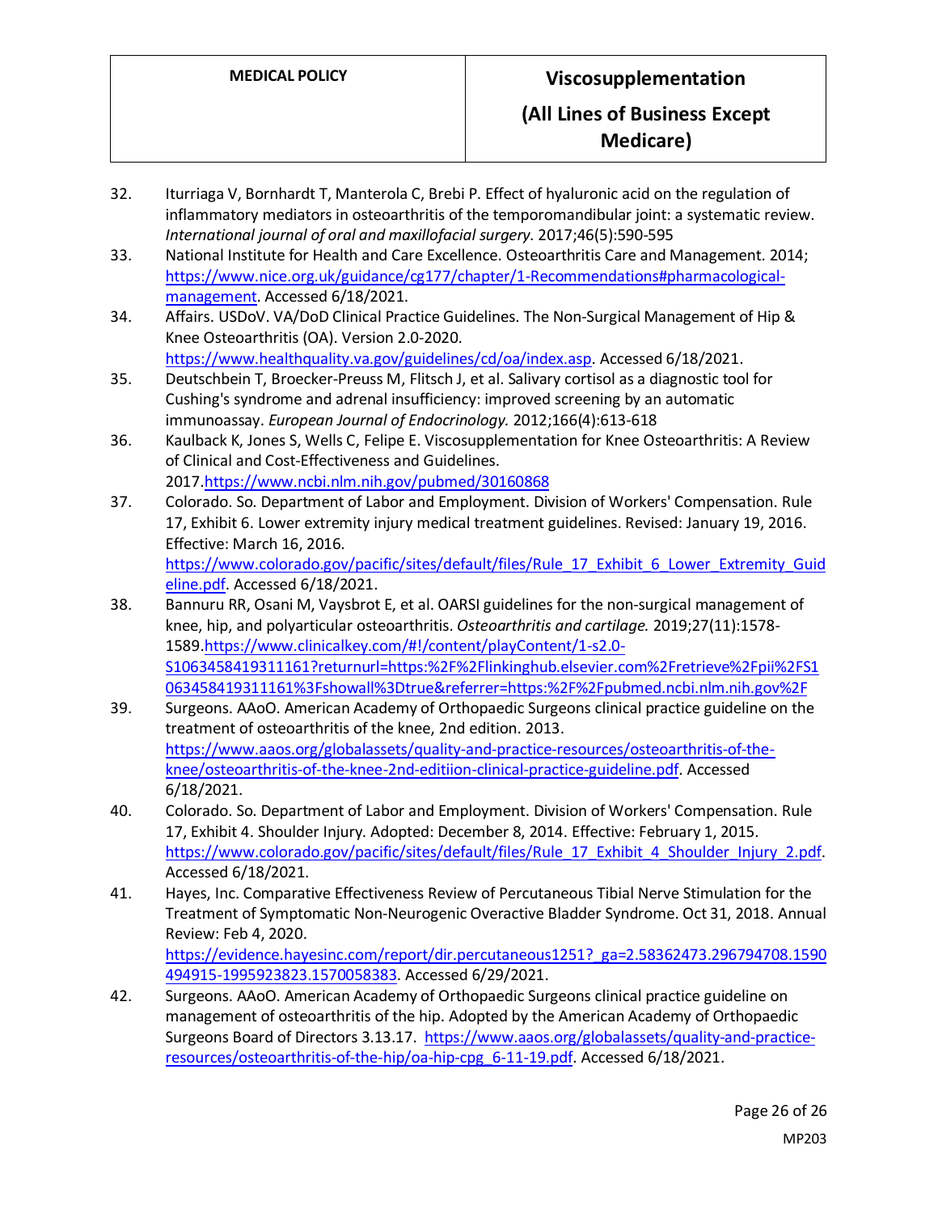32. Iturriaga V, Bornhardt T, Manterola C, Brebi P. Effect of hyaluronic acid on the regulation of inflammatory mediators in osteoarthritis of the temporomandibular joint: a systematic review. *International journal of oral and maxillofacial surgery.* 2017;46(5):590-595
33. National Institute for Health and Care Excellence. Osteoarthritis Care and Management. 2014; https://www.nice.org.uk/guidance/cg177/chapter/1-Recommendations#pharmacological-management. Accessed 6/18/2021.
34. Affairs. USDoV. VA/DoD Clinical Practice Guidelines. The Non-Surgical Management of Hip & Knee Osteoarthritis (OA). Version 2.0-2020. https://www.healthquality.va.gov/guidelines/cd/oa/index.asp. Accessed 6/18/2021.
35. Deutschbein T, Broecker-Preuss M, Flitsch J, et al. Salivary cortisol as a diagnostic tool for Cushing's syndrome and adrenal insufficiency: improved screening by an automatic immunoassay. *European Journal of Endocrinology.* 2012;166(4):613-618
36. Kaulback K, Jones S, Wells C, Felipe E. Viscosupplementation for Knee Osteoarthritis: A Review of Clinical and Cost-Effectiveness and Guidelines. 2017.https://www.ncbi.nlm.nih.gov/pubmed/30160868
37. Colorado. So. Department of Labor and Employment. Division of Workers' Compensation. Rule 17, Exhibit 6. Lower extremity injury medical treatment guidelines. Revised: January 19, 2016. Effective: March 16, 2016. https://www.colorado.gov/pacific/sites/default/files/Rule_17_Exhibit_6_Lower_Extremity_Guideline.pdf. Accessed 6/18/2021.
38. Bannuru RR, Osani M, Vaysbrot E, et al. OARSI guidelines for the non-surgical management of knee, hip, and polyarticular osteoarthritis. *Osteoarthritis and cartilage.* 2019;27(11):1578-1589.https://www.clinicalkey.com/#!/content/playContent/1-s2.0-S1063458419311161?returnurl=https:%2F%2Flinkinghub.elsevier.com%2Fretrieve%2Fpii%2FS1063458419311161%3Fshowall%3Dtrue&referrer=https:%2F%2Fpubmed.ncbi.nlm.nih.gov%2F
39. Surgeons. AAoO. American Academy of Orthopaedic Surgeons clinical practice guideline on the treatment of osteoarthritis of the knee, 2nd edition. 2013. https://www.aaos.org/globalassets/quality-and-practice-resources/osteoarthritis-of-the-knee/osteoarthritis-of-the-knee-2nd-editiion-clinical-practice-guideline.pdf. Accessed 6/18/2021.
40. Colorado. So. Department of Labor and Employment. Division of Workers' Compensation. Rule 17, Exhibit 4. Shoulder Injury. Adopted: December 8, 2014. Effective: February 1, 2015. https://www.colorado.gov/pacific/sites/default/files/Rule_17_Exhibit_4_Shoulder_Injury_2.pdf. Accessed 6/18/2021.
41. Hayes, Inc. Comparative Effectiveness Review of Percutaneous Tibial Nerve Stimulation for the Treatment of Symptomatic Non-Neurogenic Overactive Bladder Syndrome. Oct 31, 2018. Annual Review: Feb 4, 2020. https://evidence.hayesinc.com/report/dir.percutaneous1251?_ga=2.58362473.296794708.1590494915-1995923823.1570058383. Accessed 6/29/2021.
42. Surgeons. AAoO. American Academy of Orthopaedic Surgeons clinical practice guideline on management of osteoarthritis of the hip. Adopted by the American Academy of Orthopaedic Surgeons Board of Directors 3.13.17. https://www.aaos.org/globalassets/quality-and-practice-resources/osteoarthritis-of-the-hip/oa-hip-cpg_6-11-19.pdf. Accessed 6/18/2021.